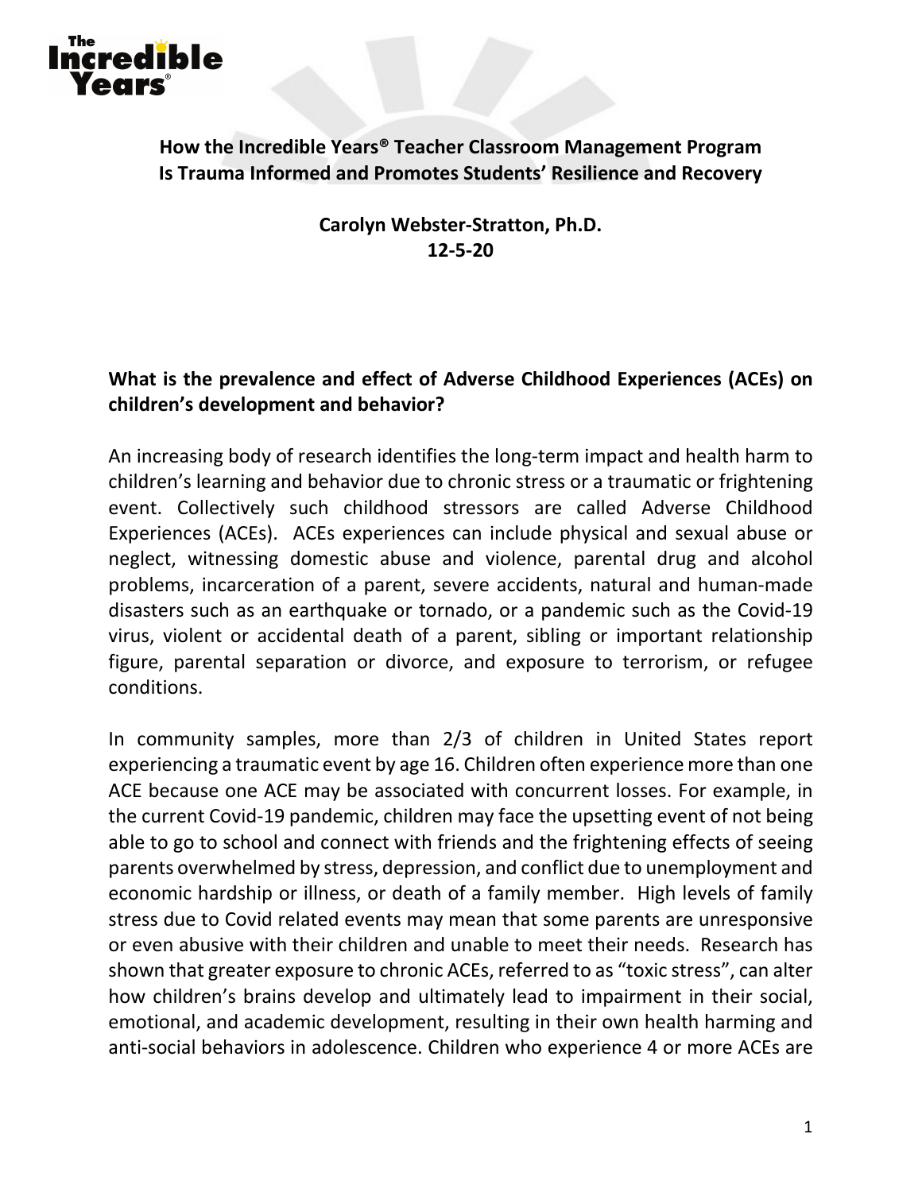# How the Incredible Years® Teacher Classroom Management Program Is Trauma Informed and Promotes Students' Resilience and Recovery

**Carolyn Webster-Stratton, Ph.D.**
**12-5-20**

## What is the prevalence and effect of Adverse Childhood Experiences (ACEs) on children's development and behavior?

An increasing body of research identifies the long-term impact and health harm to children's learning and behavior due to chronic stress or a traumatic or frightening event. Collectively such childhood stressors are called Adverse Childhood Experiences (ACEs). ACEs experiences can include physical and sexual abuse or neglect, witnessing domestic abuse and violence, parental drug and alcohol problems, incarceration of a parent, severe accidents, natural and human-made disasters such as an earthquake or tornado, or a pandemic such as the Covid-19 virus, violent or accidental death of a parent, sibling or important relationship figure, parental separation or divorce, and exposure to terrorism, or refugee conditions.

In community samples, more than 2/3 of children in United States report experiencing a traumatic event by age 16. Children often experience more than one ACE because one ACE may be associated with concurrent losses. For example, in the current Covid-19 pandemic, children may face the upsetting event of not being able to go to school and connect with friends and the frightening effects of seeing parents overwhelmed by stress, depression, and conflict due to unemployment and economic hardship or illness, or death of a family member. High levels of family stress due to Covid related events may mean that some parents are unresponsive or even abusive with their children and unable to meet their needs. Research has shown that greater exposure to chronic ACEs, referred to as "toxic stress", can alter how children's brains develop and ultimately lead to impairment in their social, emotional, and academic development, resulting in their own health harming and anti-social behaviors in adolescence. Children who experience 4 or more ACEs are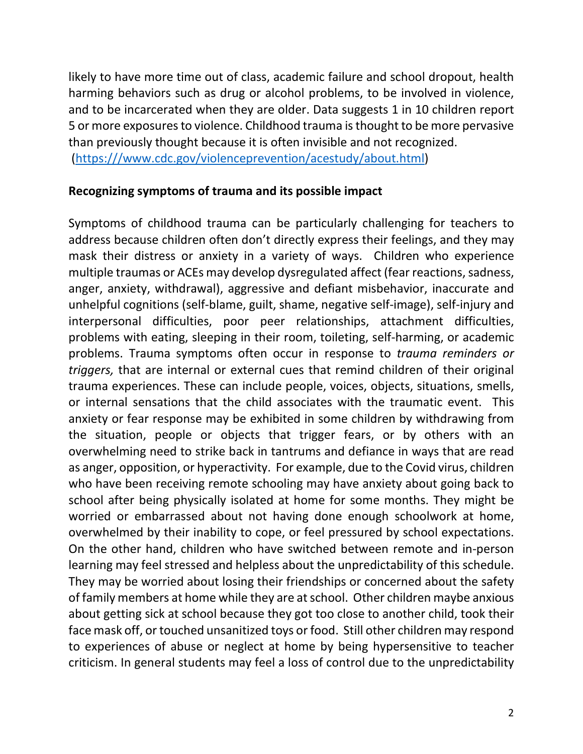likely to have more time out of class, academic failure and school dropout, health harming behaviors such as drug or alcohol problems, to be involved in violence, and to be incarcerated when they are older. Data suggests 1 in 10 children report 5 or more exposures to violence. Childhood trauma is thought to be more pervasive than previously thought because it is often invisible and not recognized. (https:///www.cdc.gov/violenceprevention/acestudy/about.html)

**Recognizing symptoms of trauma and its possible impact**

Symptoms of childhood trauma can be particularly challenging for teachers to address because children often don't directly express their feelings, and they may mask their distress or anxiety in a variety of ways. Children who experience multiple traumas or ACEs may develop dysregulated affect (fear reactions, sadness, anger, anxiety, withdrawal), aggressive and defiant misbehavior, inaccurate and unhelpful cognitions (self-blame, guilt, shame, negative self-image), self-injury and interpersonal difficulties, poor peer relationships, attachment difficulties, problems with eating, sleeping in their room, toileting, self-harming, or academic problems. Trauma symptoms often occur in response to *trauma reminders or triggers,* that are internal or external cues that remind children of their original trauma experiences. These can include people, voices, objects, situations, smells, or internal sensations that the child associates with the traumatic event. This anxiety or fear response may be exhibited in some children by withdrawing from the situation, people or objects that trigger fears, or by others with an overwhelming need to strike back in tantrums and defiance in ways that are read as anger, opposition, or hyperactivity. For example, due to the Covid virus, children who have been receiving remote schooling may have anxiety about going back to school after being physically isolated at home for some months. They might be worried or embarrassed about not having done enough schoolwork at home, overwhelmed by their inability to cope, or feel pressured by school expectations. On the other hand, children who have switched between remote and in-person learning may feel stressed and helpless about the unpredictability of this schedule. They may be worried about losing their friendships or concerned about the safety of family members at home while they are at school. Other children maybe anxious about getting sick at school because they got too close to another child, took their face mask off, or touched unsanitized toys or food. Still other children may respond to experiences of abuse or neglect at home by being hypersensitive to teacher criticism. In general students may feel a loss of control due to the unpredictability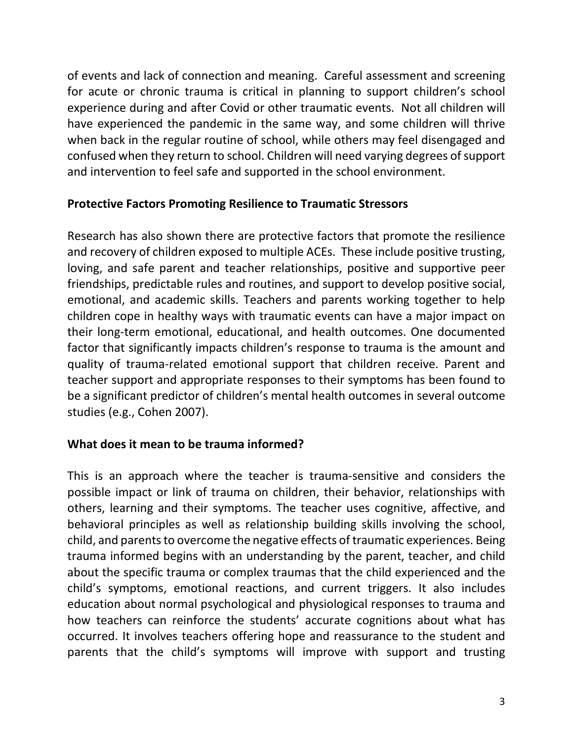of events and lack of connection and meaning. Careful assessment and screening for acute or chronic trauma is critical in planning to support children's school experience during and after Covid or other traumatic events. Not all children will have experienced the pandemic in the same way, and some children will thrive when back in the regular routine of school, while others may feel disengaged and confused when they return to school. Children will need varying degrees of support and intervention to feel safe and supported in the school environment.

**Protective Factors Promoting Resilience to Traumatic Stressors**

Research has also shown there are protective factors that promote the resilience and recovery of children exposed to multiple ACEs. These include positive trusting, loving, and safe parent and teacher relationships, positive and supportive peer friendships, predictable rules and routines, and support to develop positive social, emotional, and academic skills. Teachers and parents working together to help children cope in healthy ways with traumatic events can have a major impact on their long-term emotional, educational, and health outcomes. One documented factor that significantly impacts children's response to trauma is the amount and quality of trauma-related emotional support that children receive. Parent and teacher support and appropriate responses to their symptoms has been found to be a significant predictor of children's mental health outcomes in several outcome studies (e.g., Cohen 2007).

**What does it mean to be trauma informed?**

This is an approach where the teacher is trauma-sensitive and considers the possible impact or link of trauma on children, their behavior, relationships with others, learning and their symptoms. The teacher uses cognitive, affective, and behavioral principles as well as relationship building skills involving the school, child, and parents to overcome the negative effects of traumatic experiences. Being trauma informed begins with an understanding by the parent, teacher, and child about the specific trauma or complex traumas that the child experienced and the child's symptoms, emotional reactions, and current triggers. It also includes education about normal psychological and physiological responses to trauma and how teachers can reinforce the students' accurate cognitions about what has occurred. It involves teachers offering hope and reassurance to the student and parents that the child's symptoms will improve with support and trusting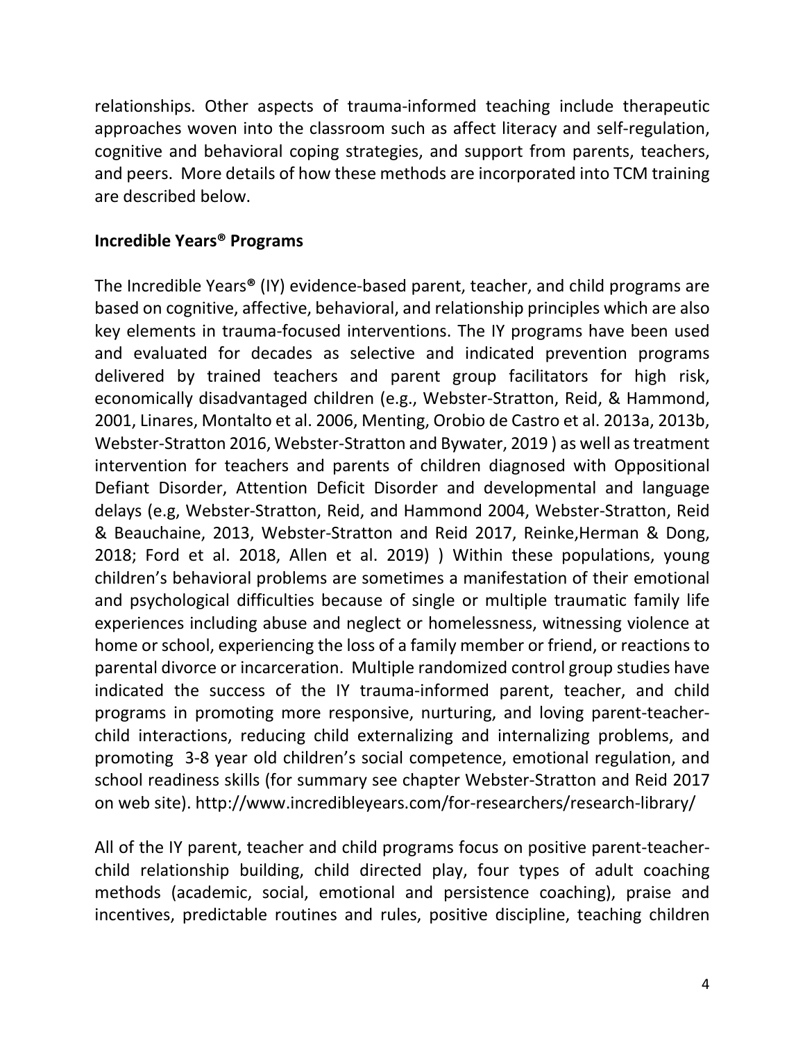relationships. Other aspects of trauma-informed teaching include therapeutic approaches woven into the classroom such as affect literacy and self-regulation, cognitive and behavioral coping strategies, and support from parents, teachers, and peers. More details of how these methods are incorporated into TCM training are described below.

**Incredible Years® Programs**

The Incredible Years® (IY) evidence-based parent, teacher, and child programs are based on cognitive, affective, behavioral, and relationship principles which are also key elements in trauma-focused interventions. The IY programs have been used and evaluated for decades as selective and indicated prevention programs delivered by trained teachers and parent group facilitators for high risk, economically disadvantaged children (e.g., Webster-Stratton, Reid, & Hammond, 2001, Linares, Montalto et al. 2006, Menting, Orobio de Castro et al. 2013a, 2013b, Webster-Stratton 2016, Webster-Stratton and Bywater, 2019 ) as well as treatment intervention for teachers and parents of children diagnosed with Oppositional Defiant Disorder, Attention Deficit Disorder and developmental and language delays (e.g, Webster-Stratton, Reid, and Hammond 2004, Webster-Stratton, Reid & Beauchaine, 2013, Webster-Stratton and Reid 2017, Reinke,Herman & Dong, 2018; Ford et al. 2018, Allen et al. 2019) ) Within these populations, young children's behavioral problems are sometimes a manifestation of their emotional and psychological difficulties because of single or multiple traumatic family life experiences including abuse and neglect or homelessness, witnessing violence at home or school, experiencing the loss of a family member or friend, or reactions to parental divorce or incarceration. Multiple randomized control group studies have indicated the success of the IY trauma-informed parent, teacher, and child programs in promoting more responsive, nurturing, and loving parent-teacher-child interactions, reducing child externalizing and internalizing problems, and promoting 3-8 year old children's social competence, emotional regulation, and school readiness skills (for summary see chapter Webster-Stratton and Reid 2017 on web site). http://www.incredibleyears.com/for-researchers/research-library/

All of the IY parent, teacher and child programs focus on positive parent-teacher-child relationship building, child directed play, four types of adult coaching methods (academic, social, emotional and persistence coaching), praise and incentives, predictable routines and rules, positive discipline, teaching children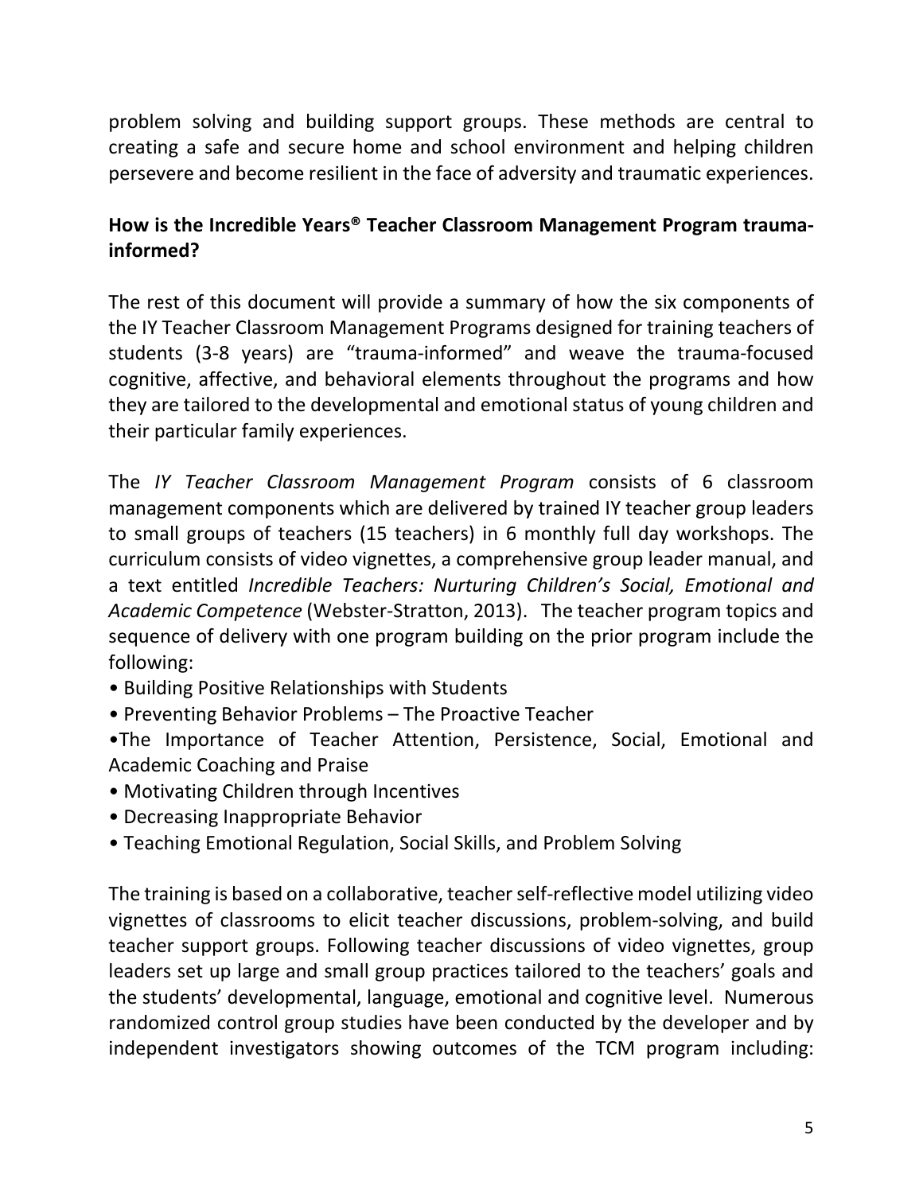problem solving and building support groups. These methods are central to creating a safe and secure home and school environment and helping children persevere and become resilient in the face of adversity and traumatic experiences.

### How is the Incredible Years® Teacher Classroom Management Program trauma-informed?

The rest of this document will provide a summary of how the six components of the IY Teacher Classroom Management Programs designed for training teachers of students (3-8 years) are "trauma-informed" and weave the trauma-focused cognitive, affective, and behavioral elements throughout the programs and how they are tailored to the developmental and emotional status of young children and their particular family experiences.

The *IY Teacher Classroom Management Program* consists of 6 classroom management components which are delivered by trained IY teacher group leaders to small groups of teachers (15 teachers) in 6 monthly full day workshops. The curriculum consists of video vignettes, a comprehensive group leader manual, and a text entitled *Incredible Teachers: Nurturing Children's Social, Emotional and Academic Competence* (Webster-Stratton, 2013). The teacher program topics and sequence of delivery with one program building on the prior program include the following:

- Building Positive Relationships with Students
- Preventing Behavior Problems – The Proactive Teacher
- The Importance of Teacher Attention, Persistence, Social, Emotional and Academic Coaching and Praise
- Motivating Children through Incentives
- Decreasing Inappropriate Behavior
- Teaching Emotional Regulation, Social Skills, and Problem Solving

The training is based on a collaborative, teacher self-reflective model utilizing video vignettes of classrooms to elicit teacher discussions, problem-solving, and build teacher support groups. Following teacher discussions of video vignettes, group leaders set up large and small group practices tailored to the teachers' goals and the students' developmental, language, emotional and cognitive level. Numerous randomized control group studies have been conducted by the developer and by independent investigators showing outcomes of the TCM program including: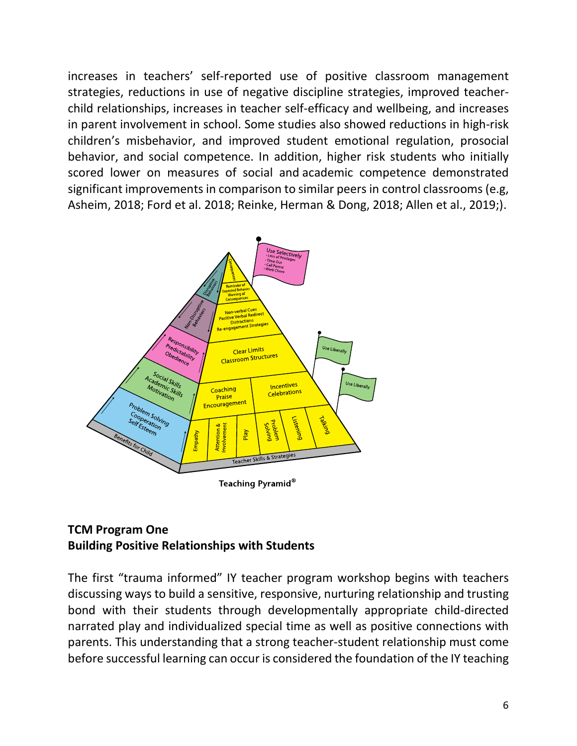increases in teachers' self-reported use of positive classroom management strategies, reductions in use of negative discipline strategies, improved teacher-child relationships, increases in teacher self-efficacy and wellbeing, and increases in parent involvement in school. Some studies also showed reductions in high-risk children's misbehavior, and improved student emotional regulation, prosocial behavior, and social competence. In addition, higher risk students who initially scored lower on measures of social and academic competence demonstrated significant improvements in comparison to similar peers in control classrooms (e.g, Asheim, 2018; Ford et al. 2018; Reinke, Herman & Dong, 2018; Allen et al., 2019;).

Teaching Pyramid®

**TCM Program One**
**Building Positive Relationships with Students**

The first "trauma informed" IY teacher program workshop begins with teachers discussing ways to build a sensitive, responsive, nurturing relationship and trusting bond with their students through developmentally appropriate child-directed narrated play and individualized special time as well as positive connections with parents. This understanding that a strong teacher-student relationship must come before successful learning can occur is considered the foundation of the IY teaching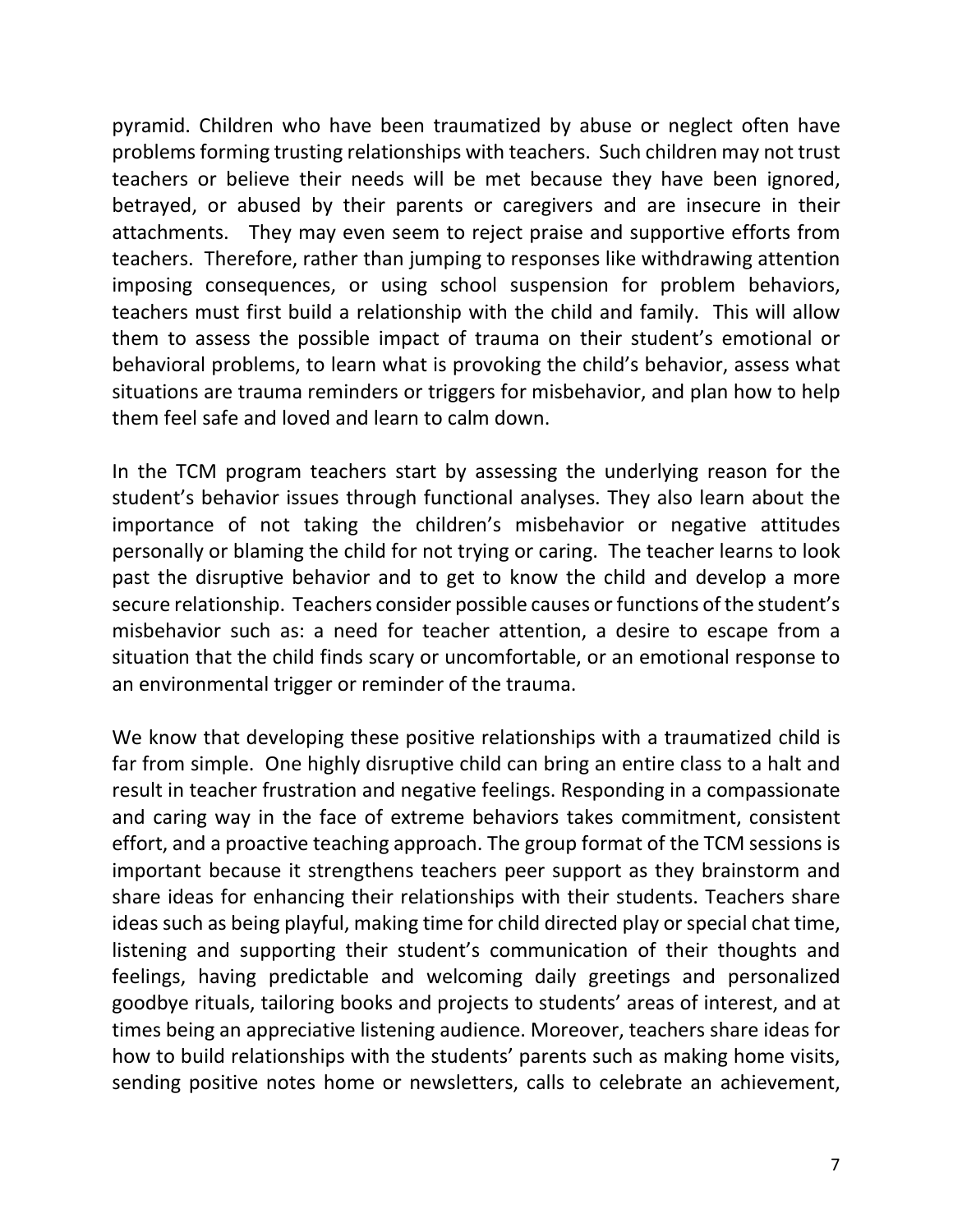pyramid. Children who have been traumatized by abuse or neglect often have problems forming trusting relationships with teachers. Such children may not trust teachers or believe their needs will be met because they have been ignored, betrayed, or abused by their parents or caregivers and are insecure in their attachments. They may even seem to reject praise and supportive efforts from teachers. Therefore, rather than jumping to responses like withdrawing attention imposing consequences, or using school suspension for problem behaviors, teachers must first build a relationship with the child and family. This will allow them to assess the possible impact of trauma on their student's emotional or behavioral problems, to learn what is provoking the child's behavior, assess what situations are trauma reminders or triggers for misbehavior, and plan how to help them feel safe and loved and learn to calm down.

In the TCM program teachers start by assessing the underlying reason for the student's behavior issues through functional analyses. They also learn about the importance of not taking the children's misbehavior or negative attitudes personally or blaming the child for not trying or caring. The teacher learns to look past the disruptive behavior and to get to know the child and develop a more secure relationship. Teachers consider possible causes or functions of the student's misbehavior such as: a need for teacher attention, a desire to escape from a situation that the child finds scary or uncomfortable, or an emotional response to an environmental trigger or reminder of the trauma.

We know that developing these positive relationships with a traumatized child is far from simple. One highly disruptive child can bring an entire class to a halt and result in teacher frustration and negative feelings. Responding in a compassionate and caring way in the face of extreme behaviors takes commitment, consistent effort, and a proactive teaching approach. The group format of the TCM sessions is important because it strengthens teachers peer support as they brainstorm and share ideas for enhancing their relationships with their students. Teachers share ideas such as being playful, making time for child directed play or special chat time, listening and supporting their student's communication of their thoughts and feelings, having predictable and welcoming daily greetings and personalized goodbye rituals, tailoring books and projects to students' areas of interest, and at times being an appreciative listening audience. Moreover, teachers share ideas for how to build relationships with the students' parents such as making home visits, sending positive notes home or newsletters, calls to celebrate an achievement,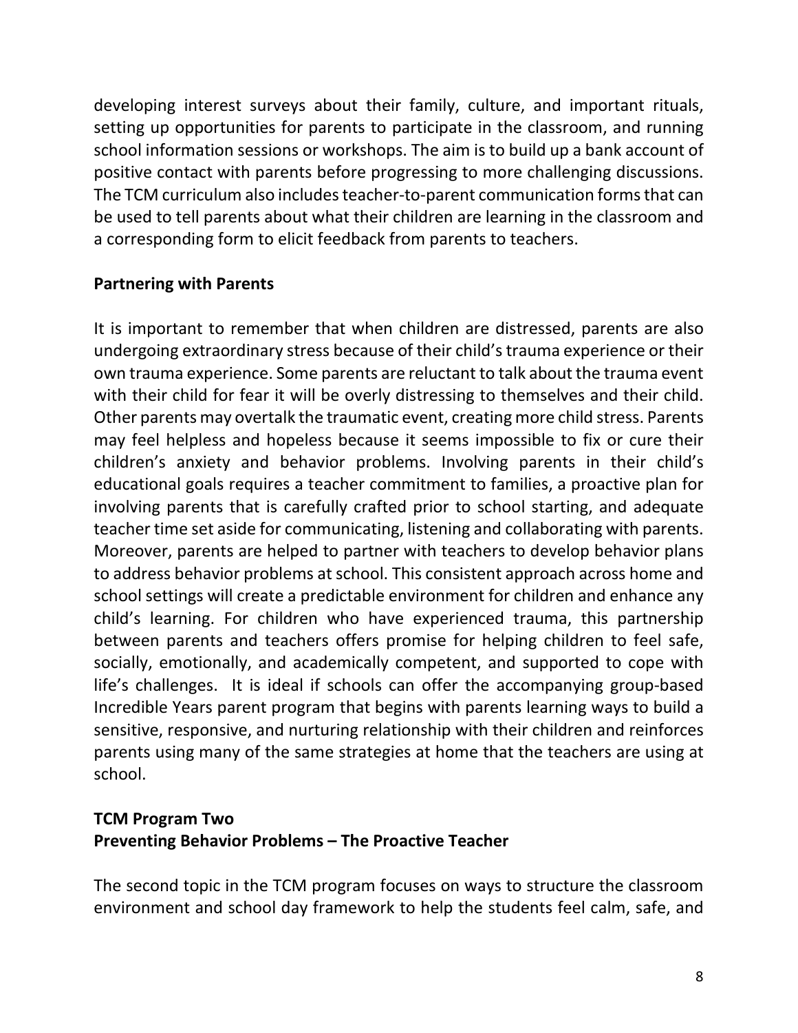developing interest surveys about their family, culture, and important rituals, setting up opportunities for parents to participate in the classroom, and running school information sessions or workshops. The aim is to build up a bank account of positive contact with parents before progressing to more challenging discussions. The TCM curriculum also includes teacher-to-parent communication forms that can be used to tell parents about what their children are learning in the classroom and a corresponding form to elicit feedback from parents to teachers.

**Partnering with Parents**

It is important to remember that when children are distressed, parents are also undergoing extraordinary stress because of their child's trauma experience or their own trauma experience. Some parents are reluctant to talk about the trauma event with their child for fear it will be overly distressing to themselves and their child. Other parents may overtalk the traumatic event, creating more child stress. Parents may feel helpless and hopeless because it seems impossible to fix or cure their children's anxiety and behavior problems. Involving parents in their child's educational goals requires a teacher commitment to families, a proactive plan for involving parents that is carefully crafted prior to school starting, and adequate teacher time set aside for communicating, listening and collaborating with parents. Moreover, parents are helped to partner with teachers to develop behavior plans to address behavior problems at school. This consistent approach across home and school settings will create a predictable environment for children and enhance any child's learning. For children who have experienced trauma, this partnership between parents and teachers offers promise for helping children to feel safe, socially, emotionally, and academically competent, and supported to cope with life's challenges. It is ideal if schools can offer the accompanying group-based Incredible Years parent program that begins with parents learning ways to build a sensitive, responsive, and nurturing relationship with their children and reinforces parents using many of the same strategies at home that the teachers are using at school.

**TCM Program Two**
**Preventing Behavior Problems – The Proactive Teacher**

The second topic in the TCM program focuses on ways to structure the classroom environment and school day framework to help the students feel calm, safe, and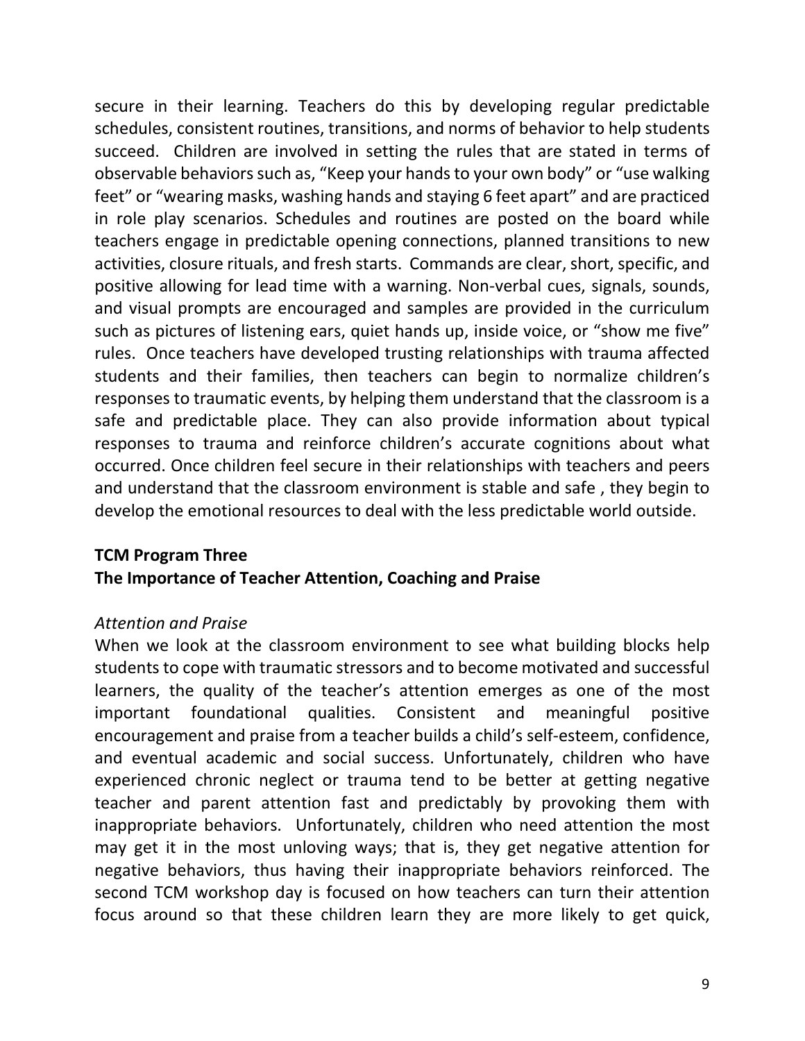secure in their learning. Teachers do this by developing regular predictable schedules, consistent routines, transitions, and norms of behavior to help students succeed. Children are involved in setting the rules that are stated in terms of observable behaviors such as, "Keep your hands to your own body" or "use walking feet" or "wearing masks, washing hands and staying 6 feet apart" and are practiced in role play scenarios. Schedules and routines are posted on the board while teachers engage in predictable opening connections, planned transitions to new activities, closure rituals, and fresh starts. Commands are clear, short, specific, and positive allowing for lead time with a warning. Non-verbal cues, signals, sounds, and visual prompts are encouraged and samples are provided in the curriculum such as pictures of listening ears, quiet hands up, inside voice, or "show me five" rules. Once teachers have developed trusting relationships with trauma affected students and their families, then teachers can begin to normalize children's responses to traumatic events, by helping them understand that the classroom is a safe and predictable place. They can also provide information about typical responses to trauma and reinforce children's accurate cognitions about what occurred. Once children feel secure in their relationships with teachers and peers and understand that the classroom environment is stable and safe , they begin to develop the emotional resources to deal with the less predictable world outside.

**TCM Program Three**
**The Importance of Teacher Attention, Coaching and Praise**

*Attention and Praise*

When we look at the classroom environment to see what building blocks help students to cope with traumatic stressors and to become motivated and successful learners, the quality of the teacher's attention emerges as one of the most important foundational qualities. Consistent and meaningful positive encouragement and praise from a teacher builds a child's self-esteem, confidence, and eventual academic and social success. Unfortunately, children who have experienced chronic neglect or trauma tend to be better at getting negative teacher and parent attention fast and predictably by provoking them with inappropriate behaviors. Unfortunately, children who need attention the most may get it in the most unloving ways; that is, they get negative attention for negative behaviors, thus having their inappropriate behaviors reinforced. The second TCM workshop day is focused on how teachers can turn their attention focus around so that these children learn they are more likely to get quick,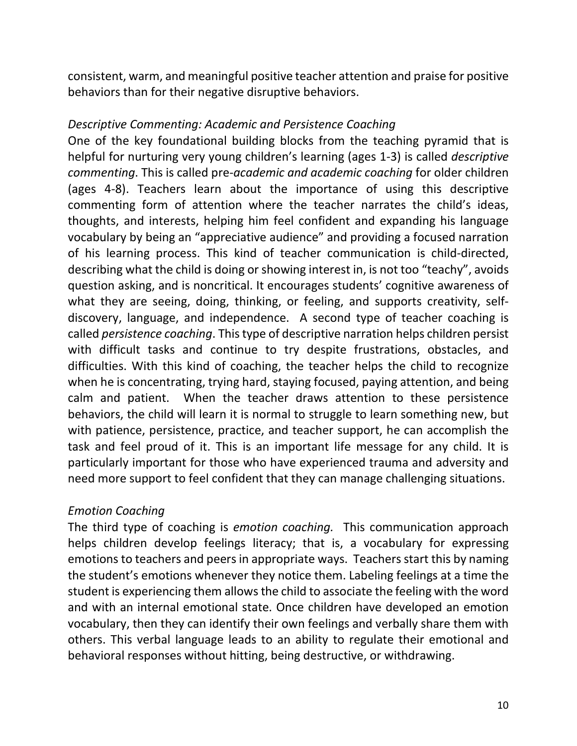consistent, warm, and meaningful positive teacher attention and praise for positive behaviors than for their negative disruptive behaviors.

### *Descriptive Commenting: Academic and Persistence Coaching*

One of the key foundational building blocks from the teaching pyramid that is helpful for nurturing very young children's learning (ages 1-3) is called *descriptive commenting*. This is called pre-*academic and academic coaching* for older children (ages 4-8). Teachers learn about the importance of using this descriptive commenting form of attention where the teacher narrates the child's ideas, thoughts, and interests, helping him feel confident and expanding his language vocabulary by being an "appreciative audience" and providing a focused narration of his learning process. This kind of teacher communication is child-directed, describing what the child is doing or showing interest in, is not too "teachy", avoids question asking, and is noncritical. It encourages students' cognitive awareness of what they are seeing, doing, thinking, or feeling, and supports creativity, self-discovery, language, and independence. A second type of teacher coaching is called *persistence coaching*. This type of descriptive narration helps children persist with difficult tasks and continue to try despite frustrations, obstacles, and difficulties. With this kind of coaching, the teacher helps the child to recognize when he is concentrating, trying hard, staying focused, paying attention, and being calm and patient. When the teacher draws attention to these persistence behaviors, the child will learn it is normal to struggle to learn something new, but with patience, persistence, practice, and teacher support, he can accomplish the task and feel proud of it. This is an important life message for any child. It is particularly important for those who have experienced trauma and adversity and need more support to feel confident that they can manage challenging situations.

### *Emotion Coaching*

The third type of coaching is *emotion coaching.* This communication approach helps children develop feelings literacy; that is, a vocabulary for expressing emotions to teachers and peers in appropriate ways. Teachers start this by naming the student's emotions whenever they notice them. Labeling feelings at a time the student is experiencing them allows the child to associate the feeling with the word and with an internal emotional state. Once children have developed an emotion vocabulary, then they can identify their own feelings and verbally share them with others. This verbal language leads to an ability to regulate their emotional and behavioral responses without hitting, being destructive, or withdrawing.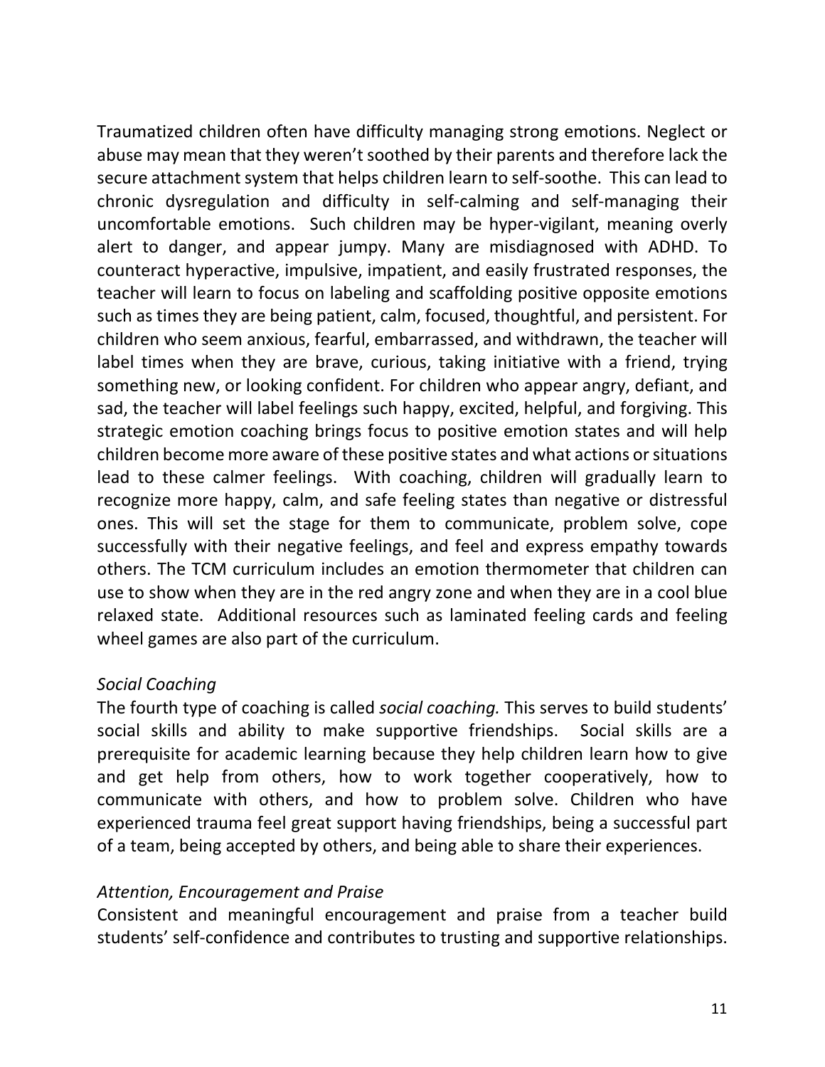Traumatized children often have difficulty managing strong emotions. Neglect or abuse may mean that they weren't soothed by their parents and therefore lack the secure attachment system that helps children learn to self-soothe. This can lead to chronic dysregulation and difficulty in self-calming and self-managing their uncomfortable emotions. Such children may be hyper-vigilant, meaning overly alert to danger, and appear jumpy. Many are misdiagnosed with ADHD. To counteract hyperactive, impulsive, impatient, and easily frustrated responses, the teacher will learn to focus on labeling and scaffolding positive opposite emotions such as times they are being patient, calm, focused, thoughtful, and persistent. For children who seem anxious, fearful, embarrassed, and withdrawn, the teacher will label times when they are brave, curious, taking initiative with a friend, trying something new, or looking confident. For children who appear angry, defiant, and sad, the teacher will label feelings such happy, excited, helpful, and forgiving. This strategic emotion coaching brings focus to positive emotion states and will help children become more aware of these positive states and what actions or situations lead to these calmer feelings. With coaching, children will gradually learn to recognize more happy, calm, and safe feeling states than negative or distressful ones. This will set the stage for them to communicate, problem solve, cope successfully with their negative feelings, and feel and express empathy towards others. The TCM curriculum includes an emotion thermometer that children can use to show when they are in the red angry zone and when they are in a cool blue relaxed state. Additional resources such as laminated feeling cards and feeling wheel games are also part of the curriculum.

*Social Coaching*

The fourth type of coaching is called *social coaching.* This serves to build students' social skills and ability to make supportive friendships. Social skills are a prerequisite for academic learning because they help children learn how to give and get help from others, how to work together cooperatively, how to communicate with others, and how to problem solve. Children who have experienced trauma feel great support having friendships, being a successful part of a team, being accepted by others, and being able to share their experiences.

*Attention, Encouragement and Praise*

Consistent and meaningful encouragement and praise from a teacher build students' self-confidence and contributes to trusting and supportive relationships.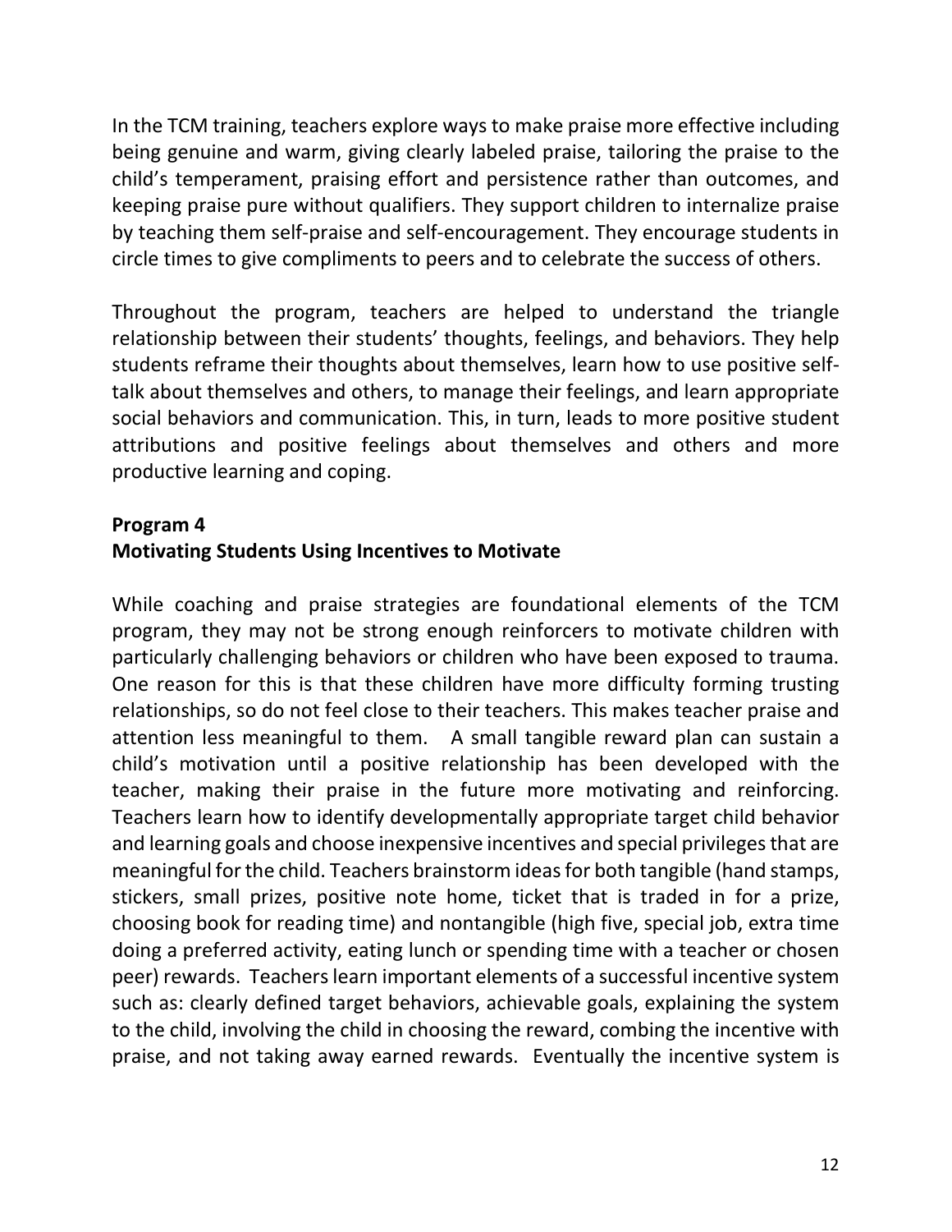In the TCM training, teachers explore ways to make praise more effective including being genuine and warm, giving clearly labeled praise, tailoring the praise to the child's temperament, praising effort and persistence rather than outcomes, and keeping praise pure without qualifiers. They support children to internalize praise by teaching them self-praise and self-encouragement. They encourage students in circle times to give compliments to peers and to celebrate the success of others.

Throughout the program, teachers are helped to understand the triangle relationship between their students' thoughts, feelings, and behaviors. They help students reframe their thoughts about themselves, learn how to use positive self-talk about themselves and others, to manage their feelings, and learn appropriate social behaviors and communication. This, in turn, leads to more positive student attributions and positive feelings about themselves and others and more productive learning and coping.

**Program 4**
**Motivating Students Using Incentives to Motivate**

While coaching and praise strategies are foundational elements of the TCM program, they may not be strong enough reinforcers to motivate children with particularly challenging behaviors or children who have been exposed to trauma. One reason for this is that these children have more difficulty forming trusting relationships, so do not feel close to their teachers. This makes teacher praise and attention less meaningful to them. A small tangible reward plan can sustain a child's motivation until a positive relationship has been developed with the teacher, making their praise in the future more motivating and reinforcing. Teachers learn how to identify developmentally appropriate target child behavior and learning goals and choose inexpensive incentives and special privileges that are meaningful for the child. Teachers brainstorm ideas for both tangible (hand stamps, stickers, small prizes, positive note home, ticket that is traded in for a prize, choosing book for reading time) and nontangible (high five, special job, extra time doing a preferred activity, eating lunch or spending time with a teacher or chosen peer) rewards. Teachers learn important elements of a successful incentive system such as: clearly defined target behaviors, achievable goals, explaining the system to the child, involving the child in choosing the reward, combing the incentive with praise, and not taking away earned rewards. Eventually the incentive system is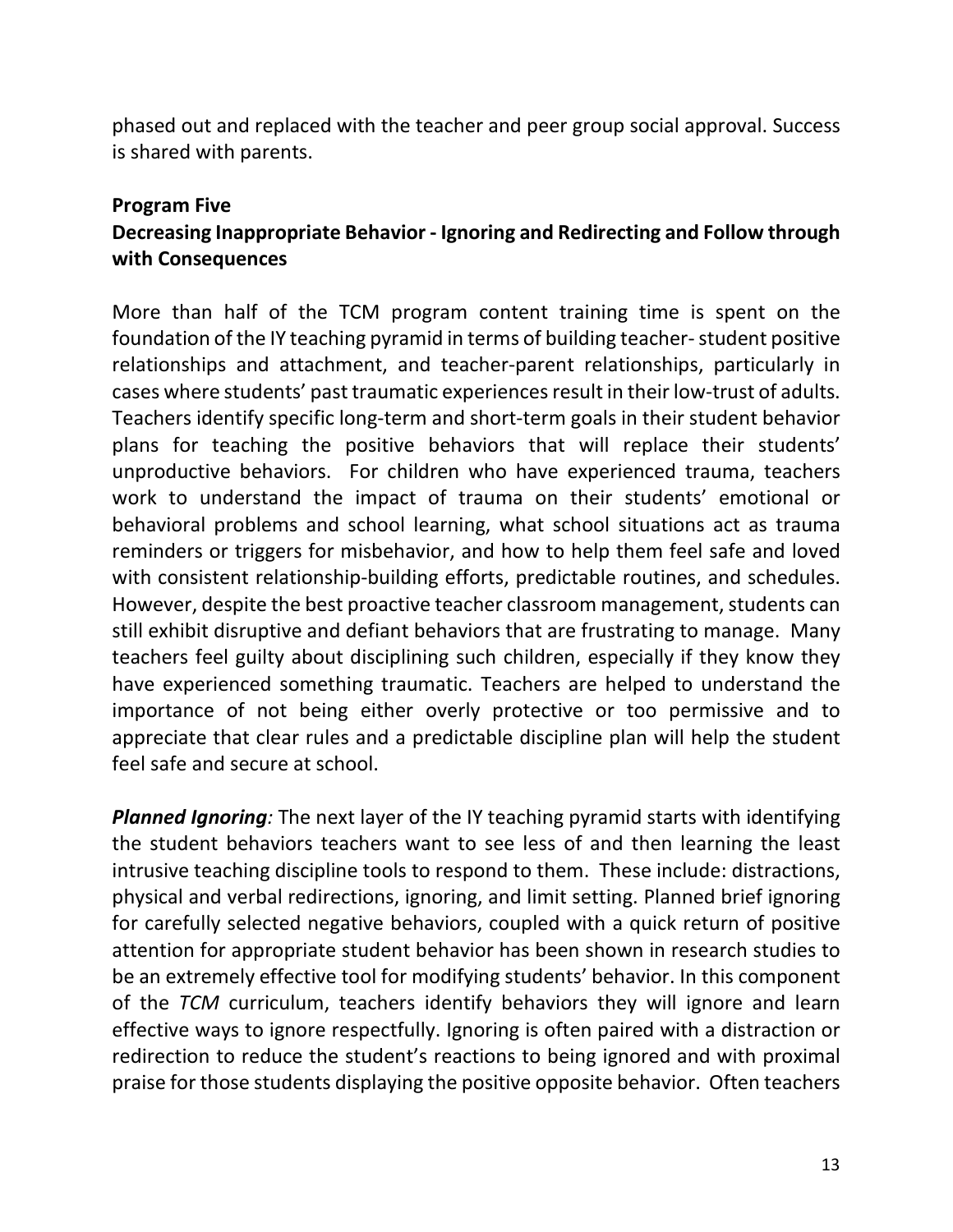phased out and replaced with the teacher and peer group social approval. Success is shared with parents.

**Program Five**
**Decreasing Inappropriate Behavior - Ignoring and Redirecting and Follow through with Consequences**

More than half of the TCM program content training time is spent on the foundation of the IY teaching pyramid in terms of building teacher- student positive relationships and attachment, and teacher-parent relationships, particularly in cases where students' past traumatic experiences result in their low-trust of adults. Teachers identify specific long-term and short-term goals in their student behavior plans for teaching the positive behaviors that will replace their students' unproductive behaviors. For children who have experienced trauma, teachers work to understand the impact of trauma on their students' emotional or behavioral problems and school learning, what school situations act as trauma reminders or triggers for misbehavior, and how to help them feel safe and loved with consistent relationship-building efforts, predictable routines, and schedules. However, despite the best proactive teacher classroom management, students can still exhibit disruptive and defiant behaviors that are frustrating to manage. Many teachers feel guilty about disciplining such children, especially if they know they have experienced something traumatic. Teachers are helped to understand the importance of not being either overly protective or too permissive and to appreciate that clear rules and a predictable discipline plan will help the student feel safe and secure at school.

***Planned Ignoring****:* The next layer of the IY teaching pyramid starts with identifying the student behaviors teachers want to see less of and then learning the least intrusive teaching discipline tools to respond to them. These include: distractions, physical and verbal redirections, ignoring, and limit setting. Planned brief ignoring for carefully selected negative behaviors, coupled with a quick return of positive attention for appropriate student behavior has been shown in research studies to be an extremely effective tool for modifying students' behavior. In this component of the *TCM* curriculum, teachers identify behaviors they will ignore and learn effective ways to ignore respectfully. Ignoring is often paired with a distraction or redirection to reduce the student's reactions to being ignored and with proximal praise for those students displaying the positive opposite behavior. Often teachers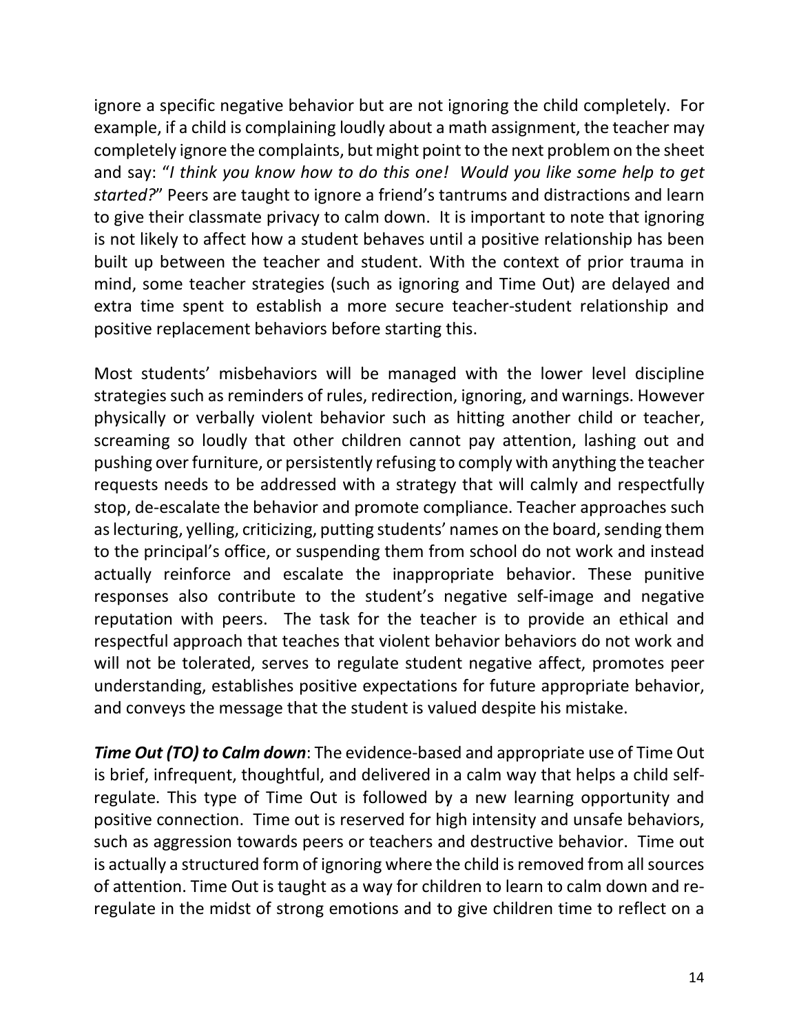ignore a specific negative behavior but are not ignoring the child completely. For example, if a child is complaining loudly about a math assignment, the teacher may completely ignore the complaints, but might point to the next problem on the sheet and say: "*I think you know how to do this one! Would you like some help to get started?*" Peers are taught to ignore a friend's tantrums and distractions and learn to give their classmate privacy to calm down. It is important to note that ignoring is not likely to affect how a student behaves until a positive relationship has been built up between the teacher and student. With the context of prior trauma in mind, some teacher strategies (such as ignoring and Time Out) are delayed and extra time spent to establish a more secure teacher-student relationship and positive replacement behaviors before starting this.

Most students' misbehaviors will be managed with the lower level discipline strategies such as reminders of rules, redirection, ignoring, and warnings. However physically or verbally violent behavior such as hitting another child or teacher, screaming so loudly that other children cannot pay attention, lashing out and pushing over furniture, or persistently refusing to comply with anything the teacher requests needs to be addressed with a strategy that will calmly and respectfully stop, de-escalate the behavior and promote compliance. Teacher approaches such as lecturing, yelling, criticizing, putting students' names on the board, sending them to the principal's office, or suspending them from school do not work and instead actually reinforce and escalate the inappropriate behavior. These punitive responses also contribute to the student's negative self-image and negative reputation with peers. The task for the teacher is to provide an ethical and respectful approach that teaches that violent behavior behaviors do not work and will not be tolerated, serves to regulate student negative affect, promotes peer understanding, establishes positive expectations for future appropriate behavior, and conveys the message that the student is valued despite his mistake.

***Time Out (TO) to Calm down***: The evidence-based and appropriate use of Time Out is brief, infrequent, thoughtful, and delivered in a calm way that helps a child self-regulate. This type of Time Out is followed by a new learning opportunity and positive connection. Time out is reserved for high intensity and unsafe behaviors, such as aggression towards peers or teachers and destructive behavior. Time out is actually a structured form of ignoring where the child is removed from all sources of attention. Time Out is taught as a way for children to learn to calm down and re-regulate in the midst of strong emotions and to give children time to reflect on a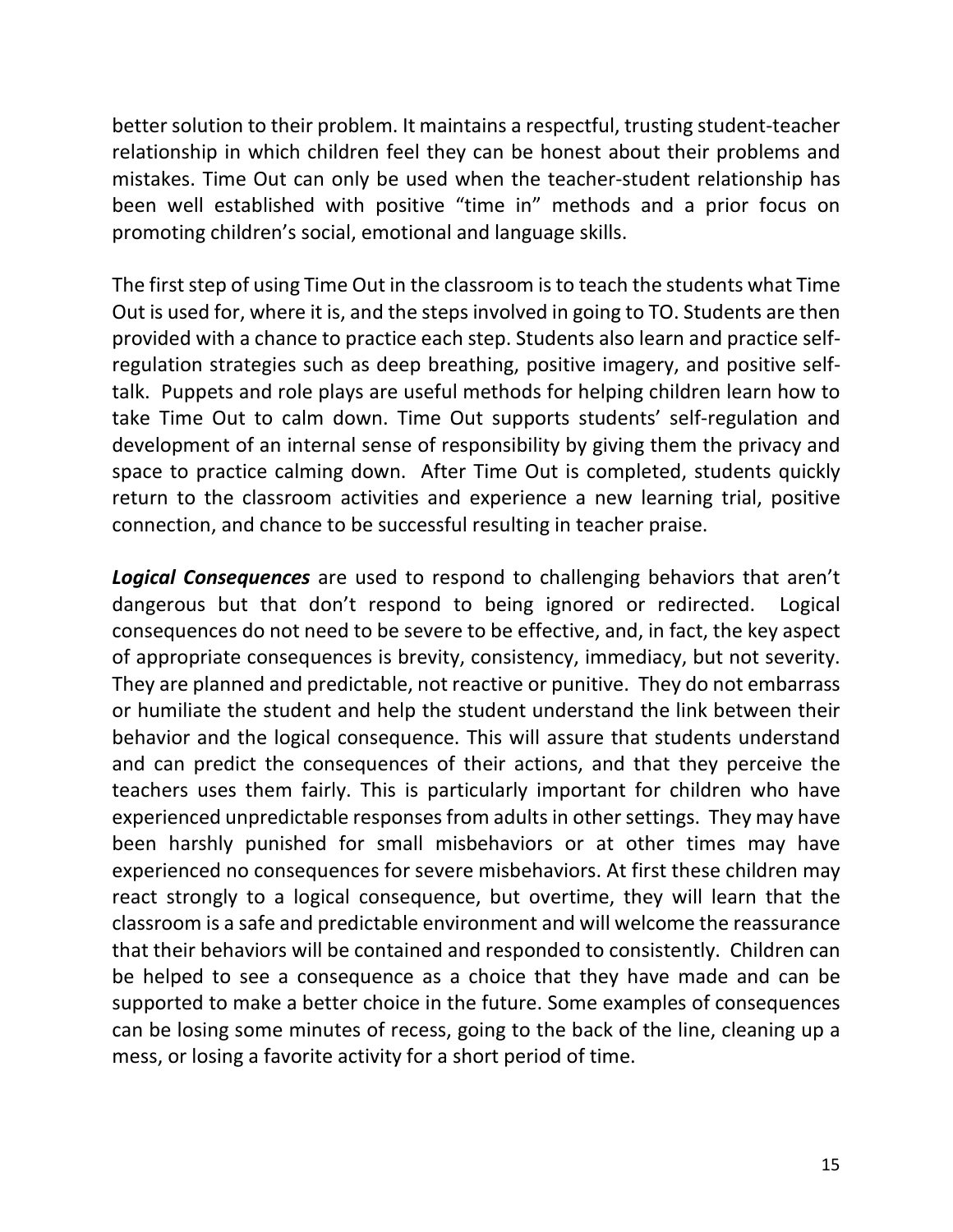better solution to their problem. It maintains a respectful, trusting student-teacher relationship in which children feel they can be honest about their problems and mistakes. Time Out can only be used when the teacher-student relationship has been well established with positive "time in" methods and a prior focus on promoting children's social, emotional and language skills.

The first step of using Time Out in the classroom is to teach the students what Time Out is used for, where it is, and the steps involved in going to TO. Students are then provided with a chance to practice each step. Students also learn and practice self-regulation strategies such as deep breathing, positive imagery, and positive self-talk. Puppets and role plays are useful methods for helping children learn how to take Time Out to calm down. Time Out supports students' self-regulation and development of an internal sense of responsibility by giving them the privacy and space to practice calming down. After Time Out is completed, students quickly return to the classroom activities and experience a new learning trial, positive connection, and chance to be successful resulting in teacher praise.

***Logical Consequences*** are used to respond to challenging behaviors that aren't dangerous but that don't respond to being ignored or redirected. Logical consequences do not need to be severe to be effective, and, in fact, the key aspect of appropriate consequences is brevity, consistency, immediacy, but not severity. They are planned and predictable, not reactive or punitive. They do not embarrass or humiliate the student and help the student understand the link between their behavior and the logical consequence. This will assure that students understand and can predict the consequences of their actions, and that they perceive the teachers uses them fairly. This is particularly important for children who have experienced unpredictable responses from adults in other settings. They may have been harshly punished for small misbehaviors or at other times may have experienced no consequences for severe misbehaviors. At first these children may react strongly to a logical consequence, but overtime, they will learn that the classroom is a safe and predictable environment and will welcome the reassurance that their behaviors will be contained and responded to consistently. Children can be helped to see a consequence as a choice that they have made and can be supported to make a better choice in the future. Some examples of consequences can be losing some minutes of recess, going to the back of the line, cleaning up a mess, or losing a favorite activity for a short period of time.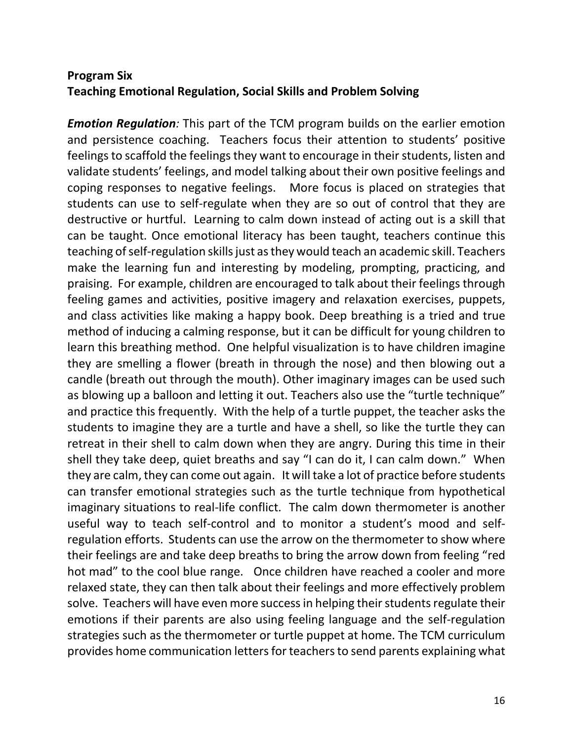**Program Six**
**Teaching Emotional Regulation, Social Skills and Problem Solving**

***Emotion Regulation**:* This part of the TCM program builds on the earlier emotion and persistence coaching. Teachers focus their attention to students' positive feelings to scaffold the feelings they want to encourage in their students, listen and validate students' feelings, and model talking about their own positive feelings and coping responses to negative feelings. More focus is placed on strategies that students can use to self-regulate when they are so out of control that they are destructive or hurtful. Learning to calm down instead of acting out is a skill that can be taught. Once emotional literacy has been taught, teachers continue this teaching of self-regulation skills just as they would teach an academic skill. Teachers make the learning fun and interesting by modeling, prompting, practicing, and praising. For example, children are encouraged to talk about their feelings through feeling games and activities, positive imagery and relaxation exercises, puppets, and class activities like making a happy book. Deep breathing is a tried and true method of inducing a calming response, but it can be difficult for young children to learn this breathing method. One helpful visualization is to have children imagine they are smelling a flower (breath in through the nose) and then blowing out a candle (breath out through the mouth). Other imaginary images can be used such as blowing up a balloon and letting it out. Teachers also use the "turtle technique" and practice this frequently. With the help of a turtle puppet, the teacher asks the students to imagine they are a turtle and have a shell, so like the turtle they can retreat in their shell to calm down when they are angry. During this time in their shell they take deep, quiet breaths and say "I can do it, I can calm down." When they are calm, they can come out again. It will take a lot of practice before students can transfer emotional strategies such as the turtle technique from hypothetical imaginary situations to real-life conflict. The calm down thermometer is another useful way to teach self-control and to monitor a student's mood and self-regulation efforts. Students can use the arrow on the thermometer to show where their feelings are and take deep breaths to bring the arrow down from feeling "red hot mad" to the cool blue range. Once children have reached a cooler and more relaxed state, they can then talk about their feelings and more effectively problem solve. Teachers will have even more success in helping their students regulate their emotions if their parents are also using feeling language and the self-regulation strategies such as the thermometer or turtle puppet at home. The TCM curriculum provides home communication letters for teachers to send parents explaining what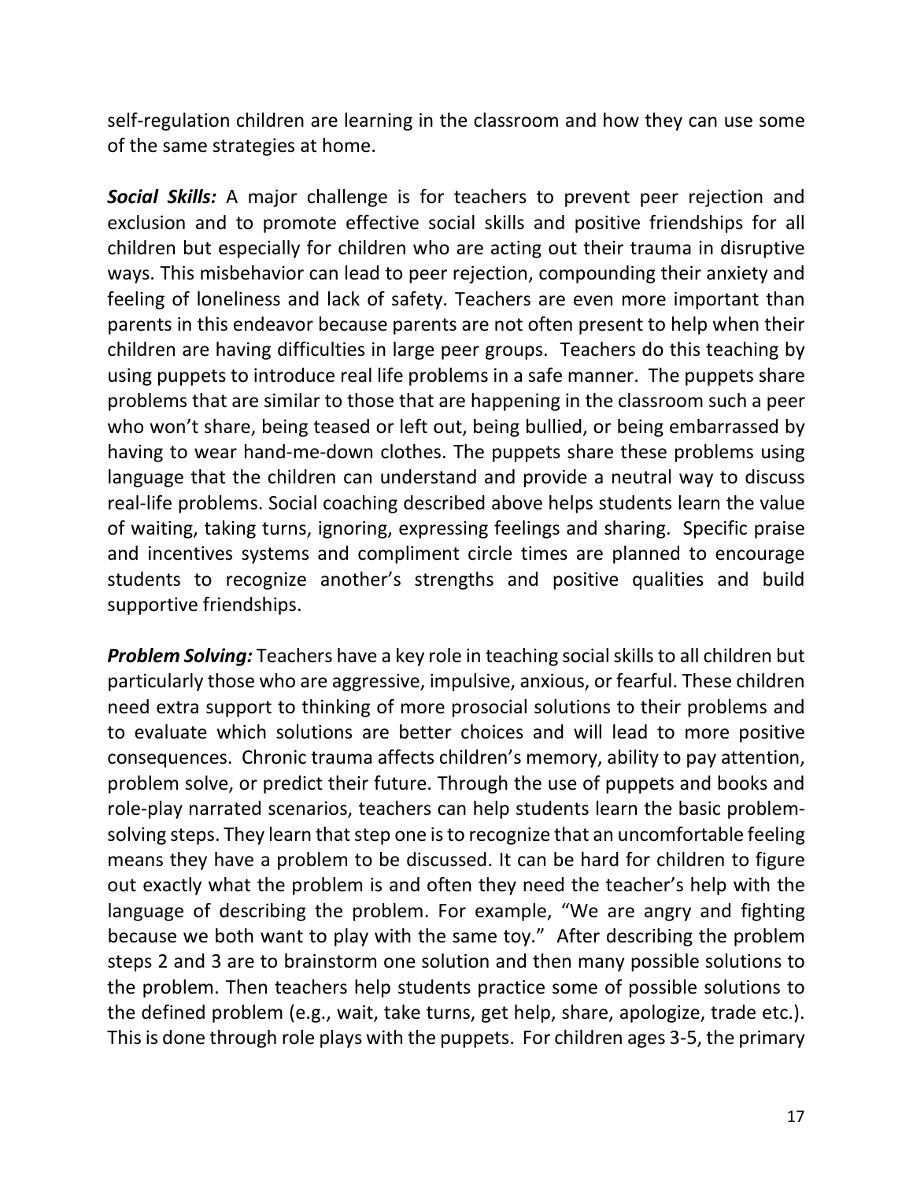self-regulation children are learning in the classroom and how they can use some of the same strategies at home.

***Social Skills:*** A major challenge is for teachers to prevent peer rejection and exclusion and to promote effective social skills and positive friendships for all children but especially for children who are acting out their trauma in disruptive ways. This misbehavior can lead to peer rejection, compounding their anxiety and feeling of loneliness and lack of safety. Teachers are even more important than parents in this endeavor because parents are not often present to help when their children are having difficulties in large peer groups. Teachers do this teaching by using puppets to introduce real life problems in a safe manner. The puppets share problems that are similar to those that are happening in the classroom such a peer who won't share, being teased or left out, being bullied, or being embarrassed by having to wear hand-me-down clothes. The puppets share these problems using language that the children can understand and provide a neutral way to discuss real-life problems. Social coaching described above helps students learn the value of waiting, taking turns, ignoring, expressing feelings and sharing. Specific praise and incentives systems and compliment circle times are planned to encourage students to recognize another's strengths and positive qualities and build supportive friendships.

***Problem Solving:*** Teachers have a key role in teaching social skills to all children but particularly those who are aggressive, impulsive, anxious, or fearful. These children need extra support to thinking of more prosocial solutions to their problems and to evaluate which solutions are better choices and will lead to more positive consequences. Chronic trauma affects children's memory, ability to pay attention, problem solve, or predict their future. Through the use of puppets and books and role-play narrated scenarios, teachers can help students learn the basic problem-solving steps. They learn that step one is to recognize that an uncomfortable feeling means they have a problem to be discussed. It can be hard for children to figure out exactly what the problem is and often they need the teacher's help with the language of describing the problem. For example, "We are angry and fighting because we both want to play with the same toy." After describing the problem steps 2 and 3 are to brainstorm one solution and then many possible solutions to the problem. Then teachers help students practice some of possible solutions to the defined problem (e.g., wait, take turns, get help, share, apologize, trade etc.). This is done through role plays with the puppets. For children ages 3-5, the primary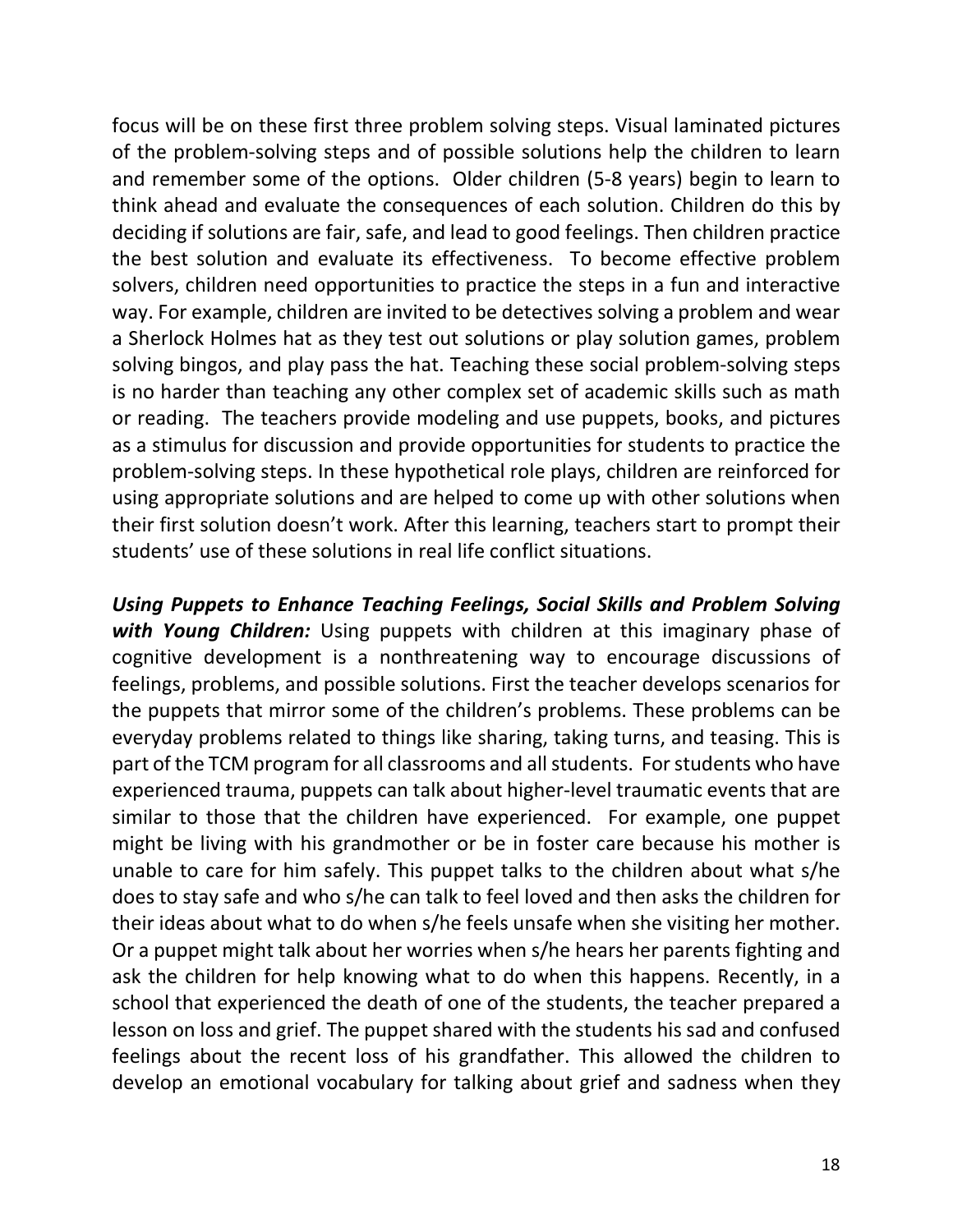focus will be on these first three problem solving steps. Visual laminated pictures of the problem-solving steps and of possible solutions help the children to learn and remember some of the options. Older children (5-8 years) begin to learn to think ahead and evaluate the consequences of each solution. Children do this by deciding if solutions are fair, safe, and lead to good feelings. Then children practice the best solution and evaluate its effectiveness. To become effective problem solvers, children need opportunities to practice the steps in a fun and interactive way. For example, children are invited to be detectives solving a problem and wear a Sherlock Holmes hat as they test out solutions or play solution games, problem solving bingos, and play pass the hat. Teaching these social problem-solving steps is no harder than teaching any other complex set of academic skills such as math or reading. The teachers provide modeling and use puppets, books, and pictures as a stimulus for discussion and provide opportunities for students to practice the problem-solving steps. In these hypothetical role plays, children are reinforced for using appropriate solutions and are helped to come up with other solutions when their first solution doesn't work. After this learning, teachers start to prompt their students' use of these solutions in real life conflict situations.

***Using Puppets to Enhance Teaching Feelings, Social Skills and Problem Solving with Young Children:*** Using puppets with children at this imaginary phase of cognitive development is a nonthreatening way to encourage discussions of feelings, problems, and possible solutions. First the teacher develops scenarios for the puppets that mirror some of the children's problems. These problems can be everyday problems related to things like sharing, taking turns, and teasing. This is part of the TCM program for all classrooms and all students. For students who have experienced trauma, puppets can talk about higher-level traumatic events that are similar to those that the children have experienced. For example, one puppet might be living with his grandmother or be in foster care because his mother is unable to care for him safely. This puppet talks to the children about what s/he does to stay safe and who s/he can talk to feel loved and then asks the children for their ideas about what to do when s/he feels unsafe when she visiting her mother. Or a puppet might talk about her worries when s/he hears her parents fighting and ask the children for help knowing what to do when this happens. Recently, in a school that experienced the death of one of the students, the teacher prepared a lesson on loss and grief. The puppet shared with the students his sad and confused feelings about the recent loss of his grandfather. This allowed the children to develop an emotional vocabulary for talking about grief and sadness when they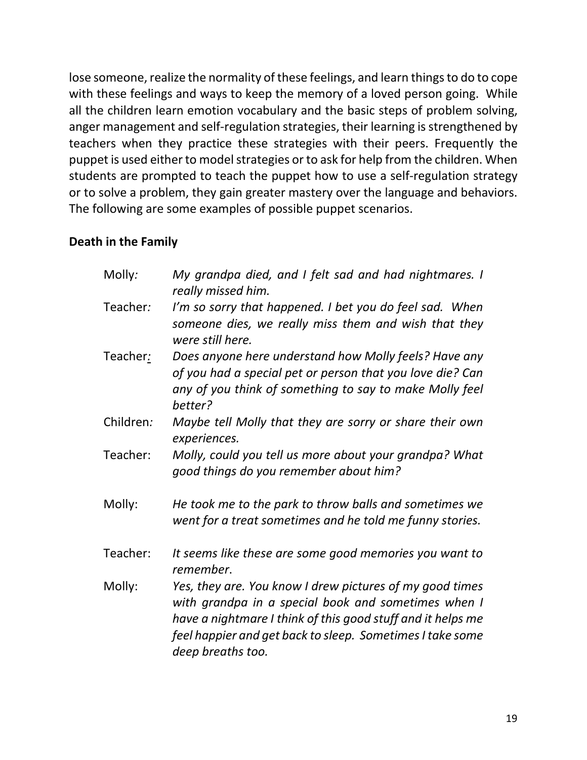lose someone, realize the normality of these feelings, and learn things to do to cope with these feelings and ways to keep the memory of a loved person going. While all the children learn emotion vocabulary and the basic steps of problem solving, anger management and self-regulation strategies, their learning is strengthened by teachers when they practice these strategies with their peers. Frequently the puppet is used either to model strategies or to ask for help from the children. When students are prompted to teach the puppet how to use a self-regulation strategy or to solve a problem, they gain greater mastery over the language and behaviors. The following are some examples of possible puppet scenarios.

**Death in the Family**

| | |
|---|---|
| Molly: | *My grandpa died, and I felt sad and had nightmares. I really missed him.* |
| Teacher: | *I'm so sorry that happened. I bet you do feel sad. When someone dies, we really miss them and wish that they were still here.* |
| Teacher: | *Does anyone here understand how Molly feels? Have any of you had a special pet or person that you love die? Can any of you think of something to say to make Molly feel better?* |
| Children: | *Maybe tell Molly that they are sorry or share their own experiences.* |
| Teacher: | *Molly, could you tell us more about your grandpa? What good things do you remember about him?* |
| Molly: | *He took me to the park to throw balls and sometimes we went for a treat sometimes and he told me funny stories.* |
| Teacher: | *It seems like these are some good memories you want to remember.* |
| Molly: | *Yes, they are. You know I drew pictures of my good times with grandpa in a special book and sometimes when I have a nightmare I think of this good stuff and it helps me feel happier and get back to sleep. Sometimes I take some deep breaths too.* |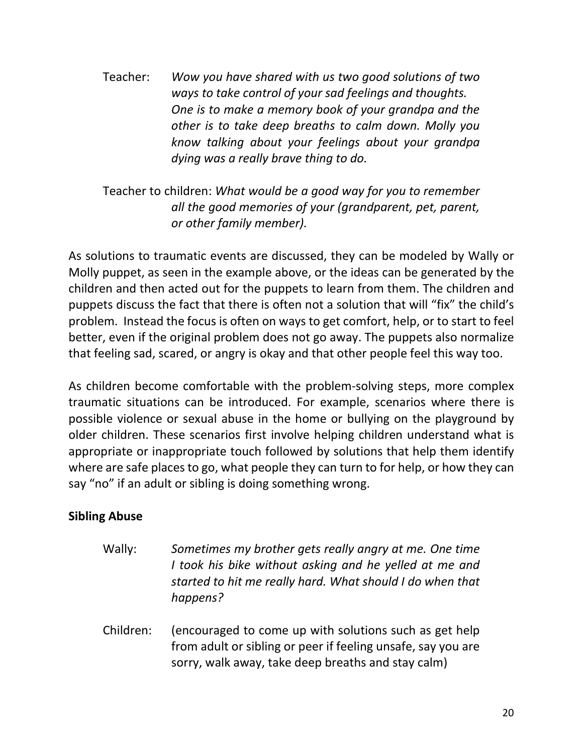Teacher: *Wow you have shared with us two good solutions of two ways to take control of your sad feelings and thoughts. One is to make a memory book of your grandpa and the other is to take deep breaths to calm down. Molly you know talking about your feelings about your grandpa dying was a really brave thing to do.*

Teacher to children: *What would be a good way for you to remember all the good memories of your (grandparent, pet, parent, or other family member).*

As solutions to traumatic events are discussed, they can be modeled by Wally or Molly puppet, as seen in the example above, or the ideas can be generated by the children and then acted out for the puppets to learn from them. The children and puppets discuss the fact that there is often not a solution that will "fix" the child's problem. Instead the focus is often on ways to get comfort, help, or to start to feel better, even if the original problem does not go away. The puppets also normalize that feeling sad, scared, or angry is okay and that other people feel this way too.

As children become comfortable with the problem-solving steps, more complex traumatic situations can be introduced. For example, scenarios where there is possible violence or sexual abuse in the home or bullying on the playground by older children. These scenarios first involve helping children understand what is appropriate or inappropriate touch followed by solutions that help them identify where are safe places to go, what people they can turn to for help, or how they can say "no" if an adult or sibling is doing something wrong.

**Sibling Abuse**

Wally: *Sometimes my brother gets really angry at me. One time I took his bike without asking and he yelled at me and started to hit me really hard. What should I do when that happens?*

Children: (encouraged to come up with solutions such as get help from adult or sibling or peer if feeling unsafe, say you are sorry, walk away, take deep breaths and stay calm)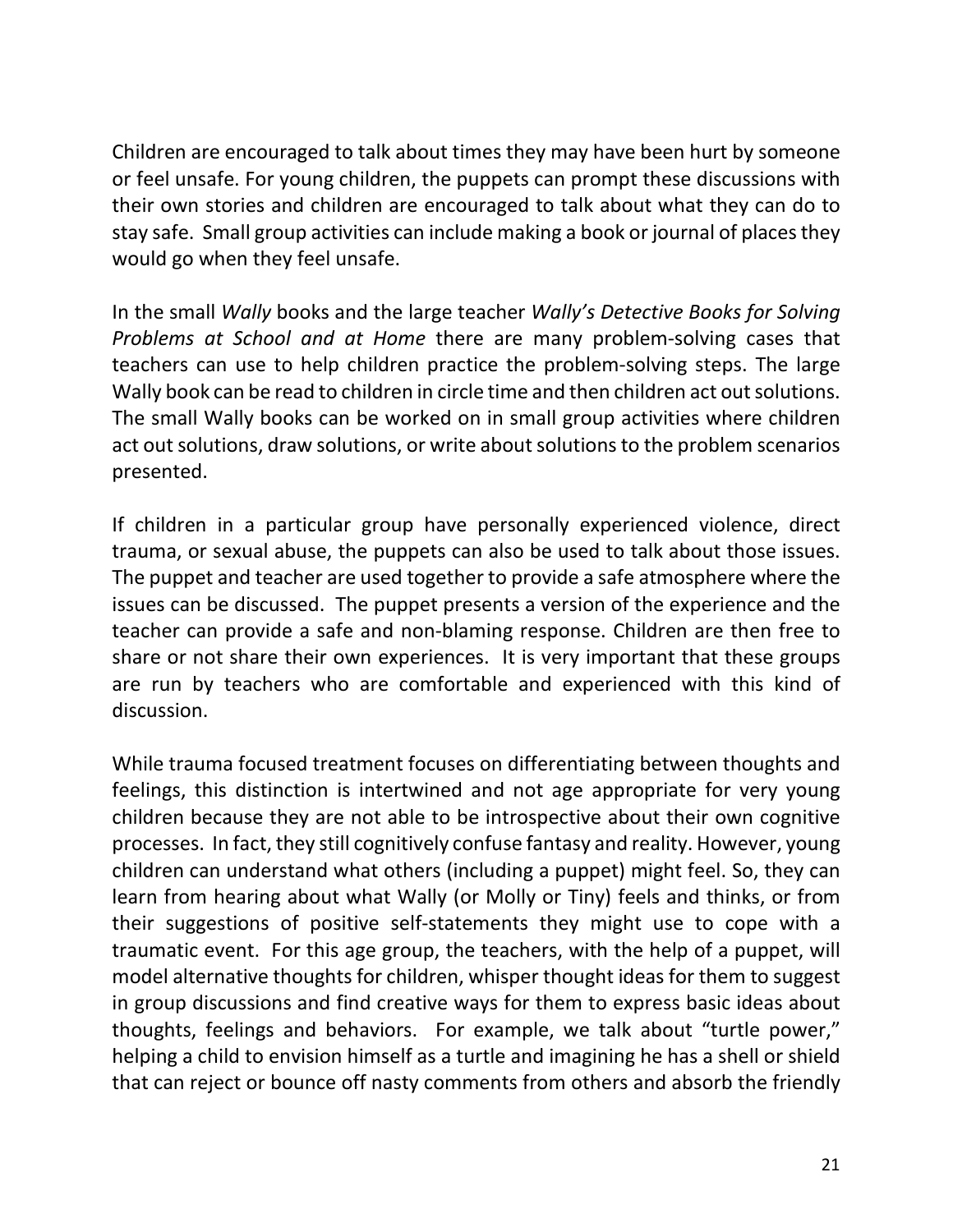Children are encouraged to talk about times they may have been hurt by someone or feel unsafe. For young children, the puppets can prompt these discussions with their own stories and children are encouraged to talk about what they can do to stay safe. Small group activities can include making a book or journal of places they would go when they feel unsafe.

In the small *Wally* books and the large teacher *Wally's Detective Books for Solving Problems at School and at Home* there are many problem-solving cases that teachers can use to help children practice the problem-solving steps. The large Wally book can be read to children in circle time and then children act out solutions. The small Wally books can be worked on in small group activities where children act out solutions, draw solutions, or write about solutions to the problem scenarios presented.

If children in a particular group have personally experienced violence, direct trauma, or sexual abuse, the puppets can also be used to talk about those issues. The puppet and teacher are used together to provide a safe atmosphere where the issues can be discussed. The puppet presents a version of the experience and the teacher can provide a safe and non-blaming response. Children are then free to share or not share their own experiences. It is very important that these groups are run by teachers who are comfortable and experienced with this kind of discussion.

While trauma focused treatment focuses on differentiating between thoughts and feelings, this distinction is intertwined and not age appropriate for very young children because they are not able to be introspective about their own cognitive processes. In fact, they still cognitively confuse fantasy and reality. However, young children can understand what others (including a puppet) might feel. So, they can learn from hearing about what Wally (or Molly or Tiny) feels and thinks, or from their suggestions of positive self-statements they might use to cope with a traumatic event. For this age group, the teachers, with the help of a puppet, will model alternative thoughts for children, whisper thought ideas for them to suggest in group discussions and find creative ways for them to express basic ideas about thoughts, feelings and behaviors. For example, we talk about "turtle power," helping a child to envision himself as a turtle and imagining he has a shell or shield that can reject or bounce off nasty comments from others and absorb the friendly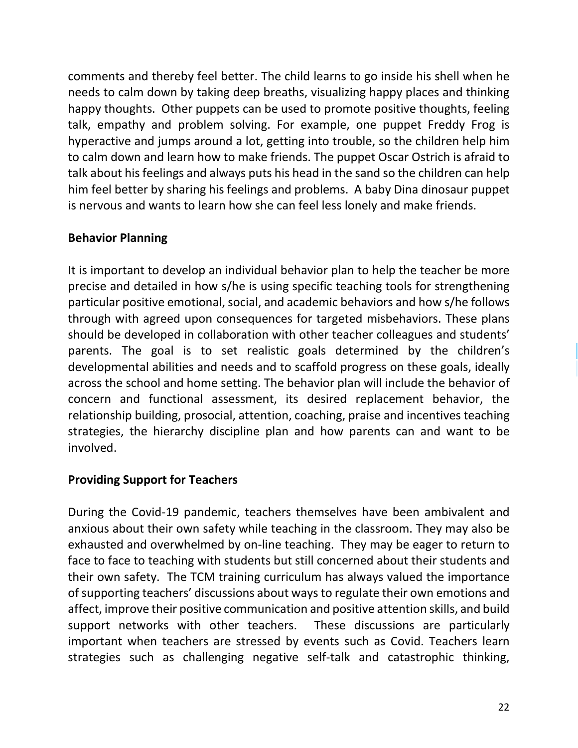comments and thereby feel better. The child learns to go inside his shell when he needs to calm down by taking deep breaths, visualizing happy places and thinking happy thoughts. Other puppets can be used to promote positive thoughts, feeling talk, empathy and problem solving. For example, one puppet Freddy Frog is hyperactive and jumps around a lot, getting into trouble, so the children help him to calm down and learn how to make friends. The puppet Oscar Ostrich is afraid to talk about his feelings and always puts his head in the sand so the children can help him feel better by sharing his feelings and problems. A baby Dina dinosaur puppet is nervous and wants to learn how she can feel less lonely and make friends.

**Behavior Planning**

It is important to develop an individual behavior plan to help the teacher be more precise and detailed in how s/he is using specific teaching tools for strengthening particular positive emotional, social, and academic behaviors and how s/he follows through with agreed upon consequences for targeted misbehaviors. These plans should be developed in collaboration with other teacher colleagues and students' parents. The goal is to set realistic goals determined by the children's developmental abilities and needs and to scaffold progress on these goals, ideally across the school and home setting. The behavior plan will include the behavior of concern and functional assessment, its desired replacement behavior, the relationship building, prosocial, attention, coaching, praise and incentives teaching strategies, the hierarchy discipline plan and how parents can and want to be involved.

**Providing Support for Teachers**

During the Covid-19 pandemic, teachers themselves have been ambivalent and anxious about their own safety while teaching in the classroom. They may also be exhausted and overwhelmed by on-line teaching. They may be eager to return to face to face to teaching with students but still concerned about their students and their own safety. The TCM training curriculum has always valued the importance of supporting teachers' discussions about ways to regulate their own emotions and affect, improve their positive communication and positive attention skills, and build support networks with other teachers. These discussions are particularly important when teachers are stressed by events such as Covid. Teachers learn strategies such as challenging negative self-talk and catastrophic thinking,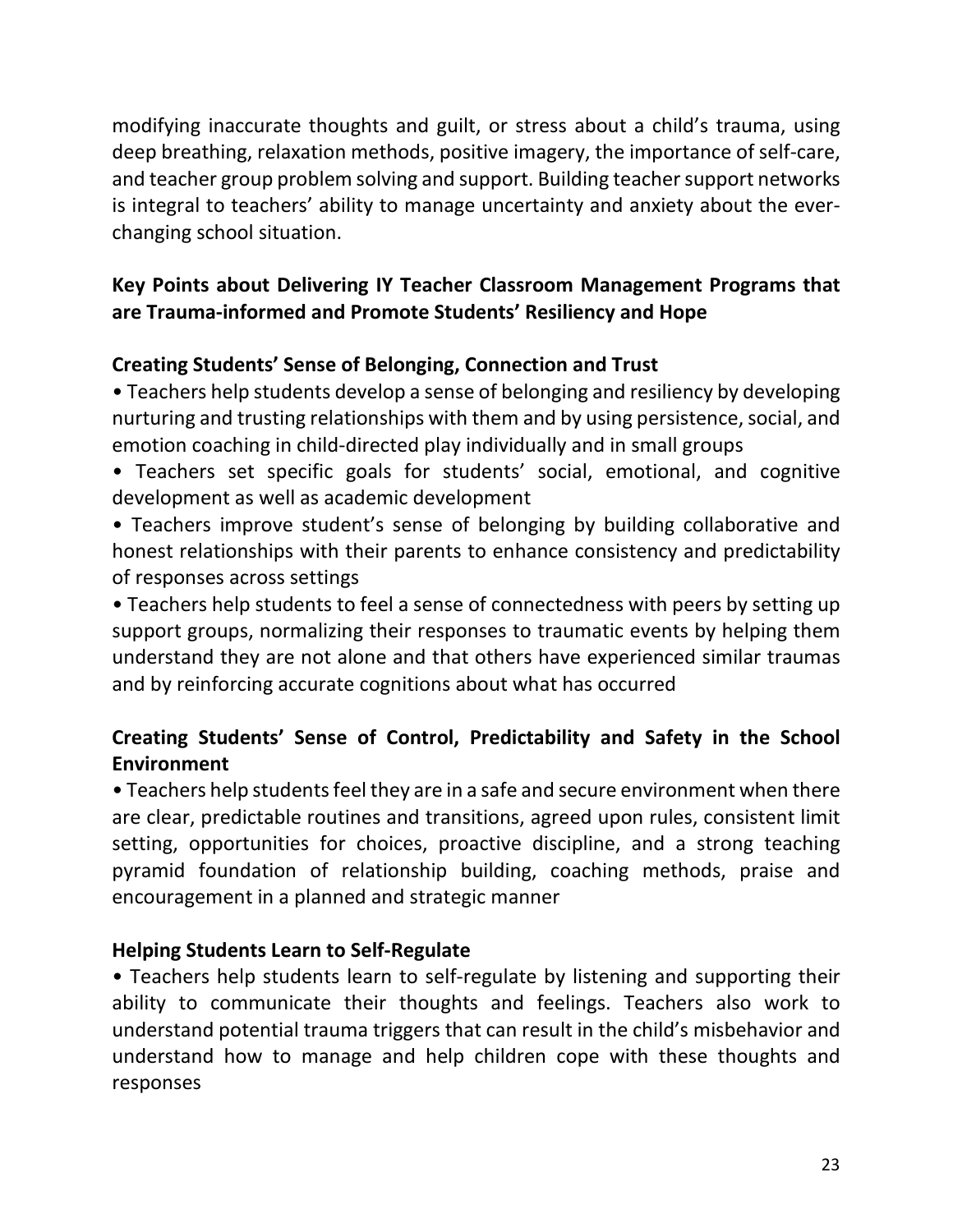modifying inaccurate thoughts and guilt, or stress about a child's trauma, using deep breathing, relaxation methods, positive imagery, the importance of self-care, and teacher group problem solving and support. Building teacher support networks is integral to teachers' ability to manage uncertainty and anxiety about the ever-changing school situation.

## Key Points about Delivering IY Teacher Classroom Management Programs that are Trauma-informed and Promote Students' Resiliency and Hope

### Creating Students' Sense of Belonging, Connection and Trust

- Teachers help students develop a sense of belonging and resiliency by developing nurturing and trusting relationships with them and by using persistence, social, and emotion coaching in child-directed play individually and in small groups
- Teachers set specific goals for students' social, emotional, and cognitive development as well as academic development
- Teachers improve student's sense of belonging by building collaborative and honest relationships with their parents to enhance consistency and predictability of responses across settings
- Teachers help students to feel a sense of connectedness with peers by setting up support groups, normalizing their responses to traumatic events by helping them understand they are not alone and that others have experienced similar traumas and by reinforcing accurate cognitions about what has occurred

### Creating Students' Sense of Control, Predictability and Safety in the School Environment

- Teachers help students feel they are in a safe and secure environment when there are clear, predictable routines and transitions, agreed upon rules, consistent limit setting, opportunities for choices, proactive discipline, and a strong teaching pyramid foundation of relationship building, coaching methods, praise and encouragement in a planned and strategic manner

### Helping Students Learn to Self-Regulate

- Teachers help students learn to self-regulate by listening and supporting their ability to communicate their thoughts and feelings. Teachers also work to understand potential trauma triggers that can result in the child's misbehavior and understand how to manage and help children cope with these thoughts and responses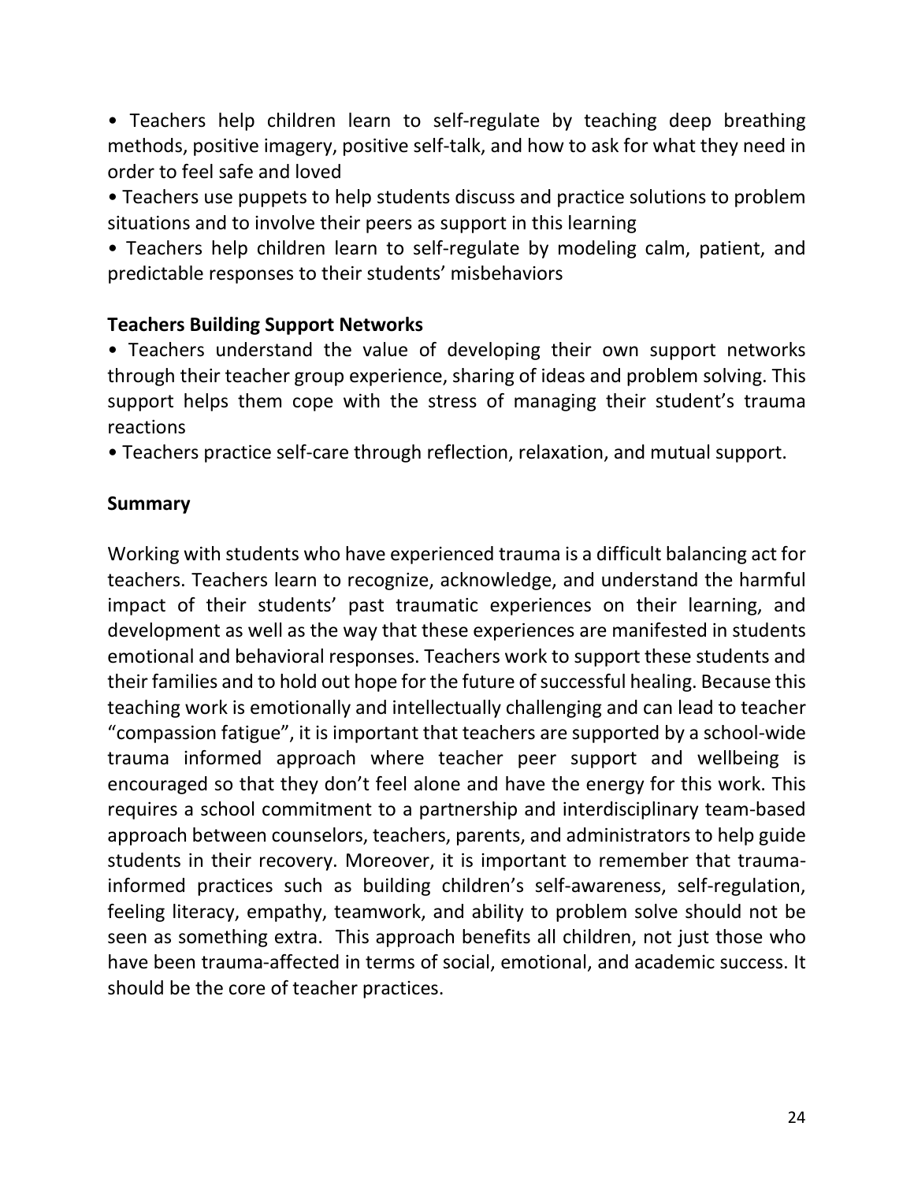- Teachers help children learn to self-regulate by teaching deep breathing methods, positive imagery, positive self-talk, and how to ask for what they need in order to feel safe and loved
- Teachers use puppets to help students discuss and practice solutions to problem situations and to involve their peers as support in this learning
- Teachers help children learn to self-regulate by modeling calm, patient, and predictable responses to their students' misbehaviors

**Teachers Building Support Networks**

- Teachers understand the value of developing their own support networks through their teacher group experience, sharing of ideas and problem solving. This support helps them cope with the stress of managing their student's trauma reactions
- Teachers practice self-care through reflection, relaxation, and mutual support.

**Summary**

Working with students who have experienced trauma is a difficult balancing act for teachers. Teachers learn to recognize, acknowledge, and understand the harmful impact of their students' past traumatic experiences on their learning, and development as well as the way that these experiences are manifested in students emotional and behavioral responses. Teachers work to support these students and their families and to hold out hope for the future of successful healing. Because this teaching work is emotionally and intellectually challenging and can lead to teacher "compassion fatigue", it is important that teachers are supported by a school-wide trauma informed approach where teacher peer support and wellbeing is encouraged so that they don't feel alone and have the energy for this work. This requires a school commitment to a partnership and interdisciplinary team-based approach between counselors, teachers, parents, and administrators to help guide students in their recovery. Moreover, it is important to remember that trauma-informed practices such as building children's self-awareness, self-regulation, feeling literacy, empathy, teamwork, and ability to problem solve should not be seen as something extra. This approach benefits all children, not just those who have been trauma-affected in terms of social, emotional, and academic success. It should be the core of teacher practices.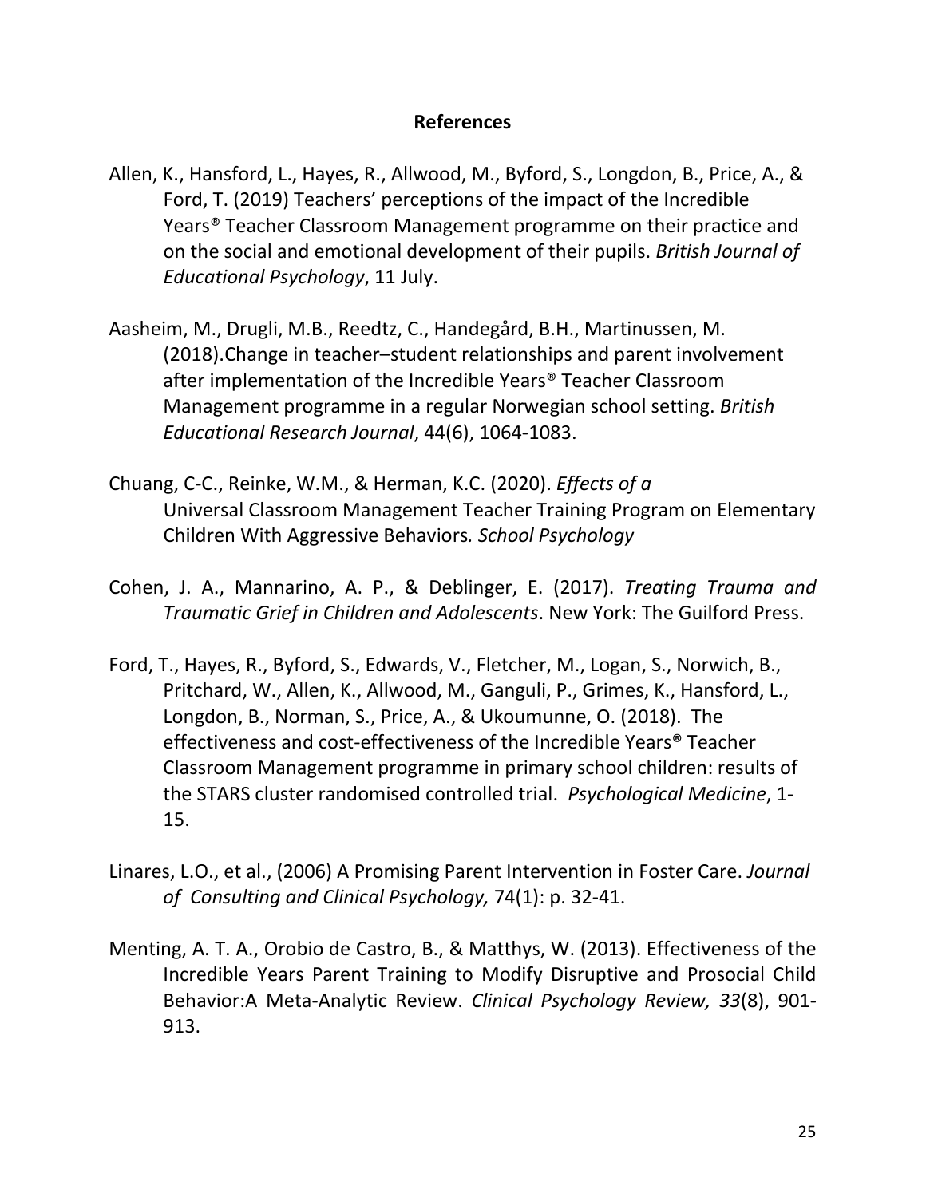## References

Allen, K., Hansford, L., Hayes, R., Allwood, M., Byford, S., Longdon, B., Price, A., & Ford, T. (2019) Teachers' perceptions of the impact of the Incredible Years® Teacher Classroom Management programme on their practice and on the social and emotional development of their pupils. *British Journal of Educational Psychology*, 11 July.

Aasheim, M., Drugli, M.B., Reedtz, C., Handegård, B.H., Martinussen, M. (2018).Change in teacher–student relationships and parent involvement after implementation of the Incredible Years® Teacher Classroom Management programme in a regular Norwegian school setting. *British Educational Research Journal*, 44(6), 1064-1083.

Chuang, C-C., Reinke, W.M., & Herman, K.C. (2020). *Effects of a* Universal Classroom Management Teacher Training Program on Elementary Children With Aggressive Behaviors*. School Psychology*

Cohen, J. A., Mannarino, A. P., & Deblinger, E. (2017). *Treating Trauma and Traumatic Grief in Children and Adolescents*. New York: The Guilford Press.

Ford, T., Hayes, R., Byford, S., Edwards, V., Fletcher, M., Logan, S., Norwich, B., Pritchard, W., Allen, K., Allwood, M., Ganguli, P., Grimes, K., Hansford, L., Longdon, B., Norman, S., Price, A., & Ukoumunne, O. (2018). The effectiveness and cost-effectiveness of the Incredible Years® Teacher Classroom Management programme in primary school children: results of the STARS cluster randomised controlled trial. *Psychological Medicine*, 1-15.

Linares, L.O., et al., (2006) A Promising Parent Intervention in Foster Care. *Journal of Consulting and Clinical Psychology,* 74(1): p. 32-41.

Menting, A. T. A., Orobio de Castro, B., & Matthys, W. (2013). Effectiveness of the Incredible Years Parent Training to Modify Disruptive and Prosocial Child Behavior:A Meta-Analytic Review. *Clinical Psychology Review, 33*(8), 901-913.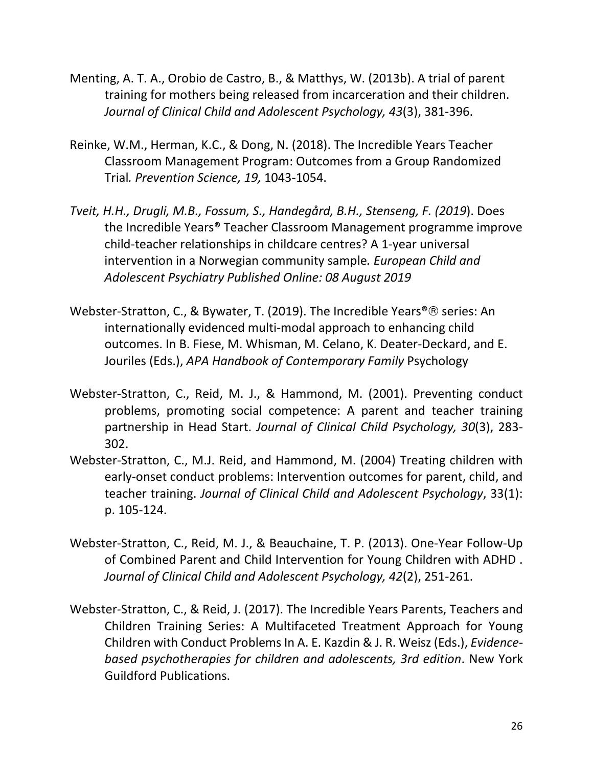Menting, A. T. A., Orobio de Castro, B., & Matthys, W. (2013b). A trial of parent training for mothers being released from incarceration and their children. *Journal of Clinical Child and Adolescent Psychology, 43*(3), 381-396.

Reinke, W.M., Herman, K.C., & Dong, N. (2018). The Incredible Years Teacher Classroom Management Program: Outcomes from a Group Randomized Trial*. Prevention Science, 19,* 1043-1054.

*Tveit, H.H., Drugli, M.B., Fossum, S., Handegård, B.H., Stenseng, F. (2019*). Does the Incredible Years® Teacher Classroom Management programme improve child-teacher relationships in childcare centres? A 1-year universal intervention in a Norwegian community sample*. European Child and Adolescent Psychiatry Published Online: 08 August 2019*

Webster-Stratton, C., & Bywater, T. (2019). The Incredible Years®® series: An internationally evidenced multi-modal approach to enhancing child outcomes. In B. Fiese, M. Whisman, M. Celano, K. Deater-Deckard, and E. Jouriles (Eds.), *APA Handbook of Contemporary Family* Psychology

Webster-Stratton, C., Reid, M. J., & Hammond, M. (2001). Preventing conduct problems, promoting social competence: A parent and teacher training partnership in Head Start. *Journal of Clinical Child Psychology, 30*(3), 283-302.

Webster-Stratton, C., M.J. Reid, and Hammond, M. (2004) Treating children with early-onset conduct problems: Intervention outcomes for parent, child, and teacher training. *Journal of Clinical Child and Adolescent Psychology*, 33(1): p. 105-124.

Webster-Stratton, C., Reid, M. J., & Beauchaine, T. P. (2013). One-Year Follow-Up of Combined Parent and Child Intervention for Young Children with ADHD . *Journal of Clinical Child and Adolescent Psychology, 42*(2), 251-261.

Webster-Stratton, C., & Reid, J. (2017). The Incredible Years Parents, Teachers and Children Training Series: A Multifaceted Treatment Approach for Young Children with Conduct Problems In A. E. Kazdin & J. R. Weisz (Eds.), *Evidence-based psychotherapies for children and adolescents, 3rd edition*. New York Guildford Publications.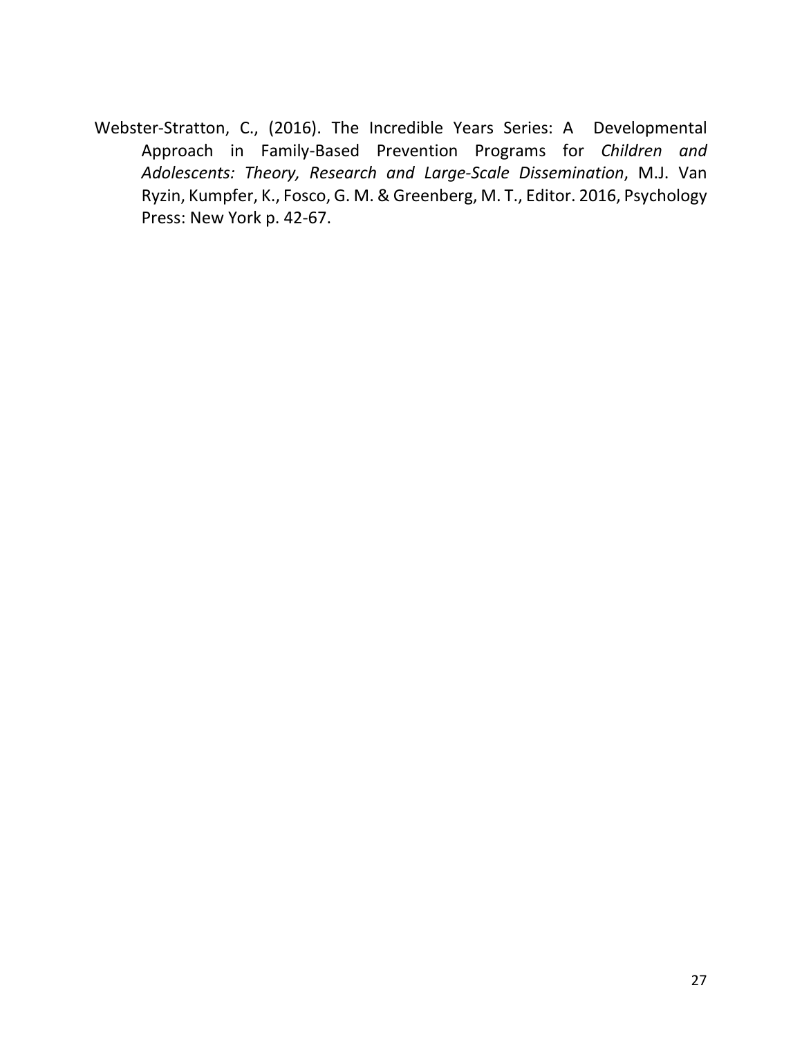Webster-Stratton, C., (2016). The Incredible Years Series: A Developmental Approach in Family-Based Prevention Programs for *Children and Adolescents: Theory, Research and Large-Scale Dissemination*, M.J. Van Ryzin, Kumpfer, K., Fosco, G. M. & Greenberg, M. T., Editor. 2016, Psychology Press: New York p. 42-67.